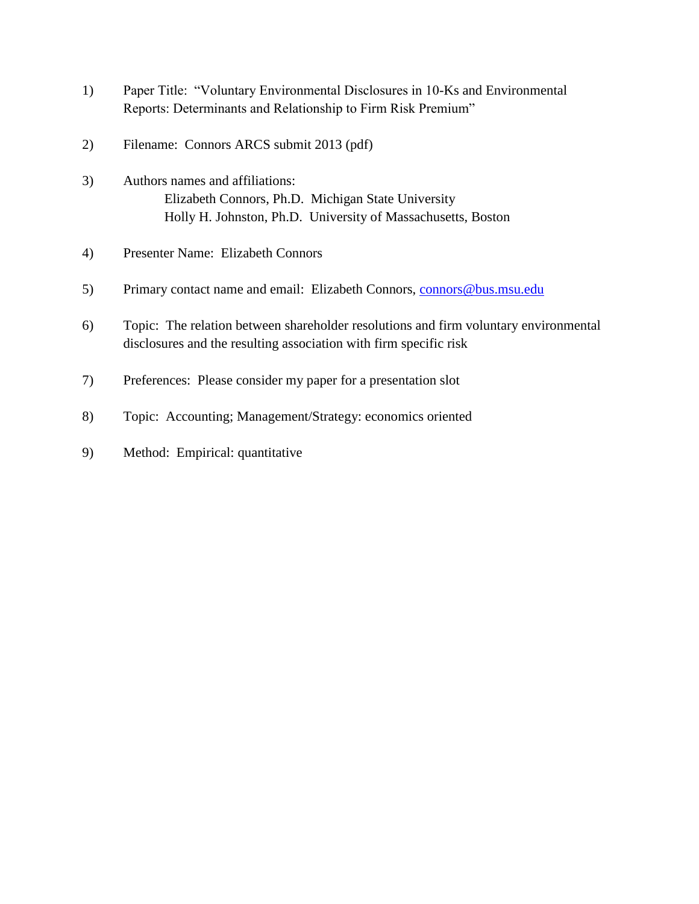1) Paper Title: "Voluntary Environmental Disclosures in 10-Ks and Environmental Reports: Determinants and Relationship to Firm Risk Premium"

2) Filename: Connors ARCS submit 2013 (pdf)

3) Authors names and affiliations:
   Elizabeth Connors, Ph.D. Michigan State University
   Holly H. Johnston, Ph.D. University of Massachusetts, Boston

4) Presenter Name: Elizabeth Connors

5) Primary contact name and email: Elizabeth Connors, connors@bus.msu.edu

6) Topic: The relation between shareholder resolutions and firm voluntary environmental disclosures and the resulting association with firm specific risk

7) Preferences: Please consider my paper for a presentation slot

8) Topic: Accounting; Management/Strategy: economics oriented

9) Method: Empirical: quantitative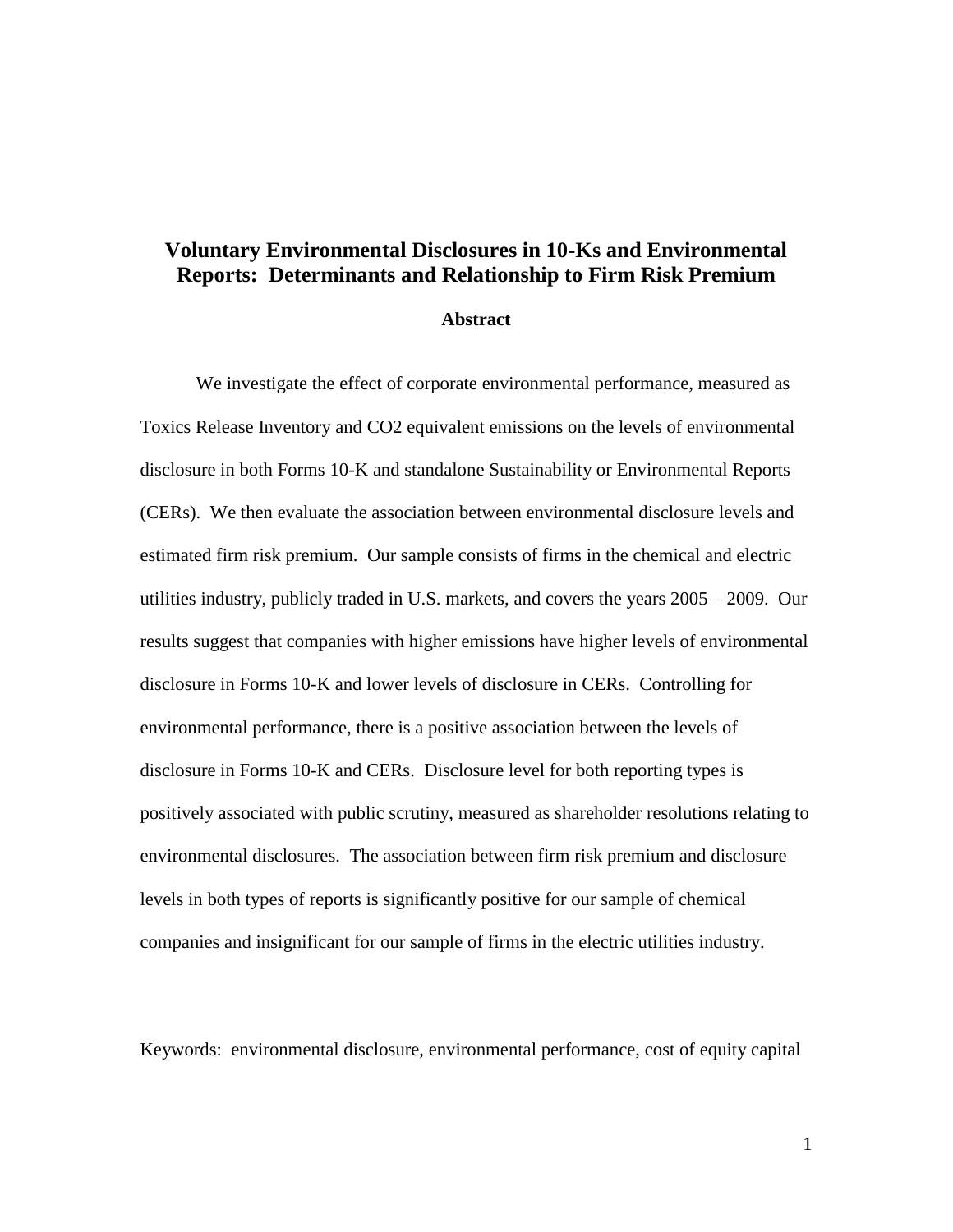# Voluntary Environmental Disclosures in 10-Ks and Environmental Reports: Determinants and Relationship to Firm Risk Premium

## Abstract

We investigate the effect of corporate environmental performance, measured as Toxics Release Inventory and $CO_2$ equivalent emissions on the levels of environmental disclosure in both Forms 10-K and standalone Sustainability or Environmental Reports (CERs). We then evaluate the association between environmental disclosure levels and estimated firm risk premium. Our sample consists of firms in the chemical and electric utilities industry, publicly traded in U.S. markets, and covers the years 2005 – 2009. Our results suggest that companies with higher emissions have higher levels of environmental disclosure in Forms 10-K and lower levels of disclosure in CERs. Controlling for environmental performance, there is a positive association between the levels of disclosure in Forms 10-K and CERs. Disclosure level for both reporting types is positively associated with public scrutiny, measured as shareholder resolutions relating to environmental disclosures. The association between firm risk premium and disclosure levels in both types of reports is significantly positive for our sample of chemical companies and insignificant for our sample of firms in the electric utilities industry.

Keywords: environmental disclosure, environmental performance, cost of equity capital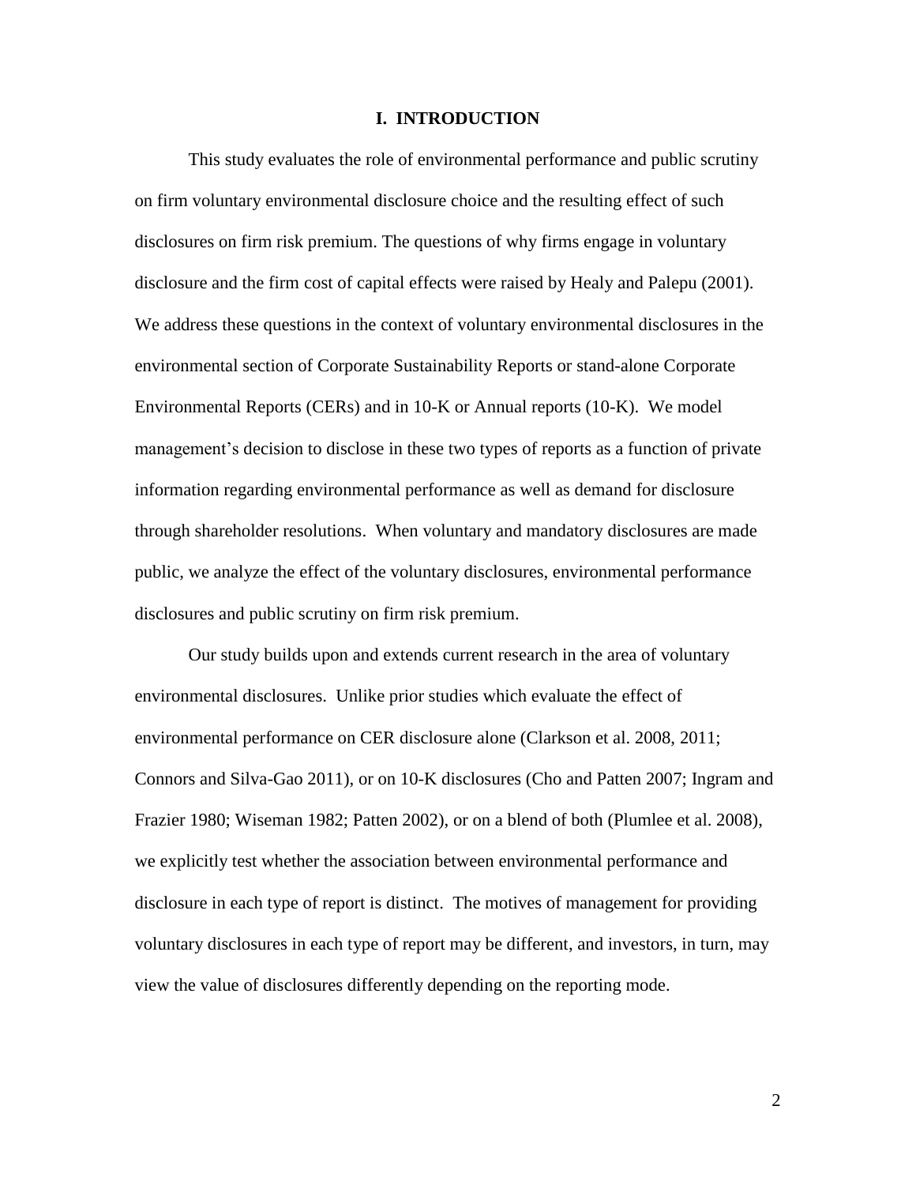## I. INTRODUCTION

This study evaluates the role of environmental performance and public scrutiny on firm voluntary environmental disclosure choice and the resulting effect of such disclosures on firm risk premium. The questions of why firms engage in voluntary disclosure and the firm cost of capital effects were raised by Healy and Palepu (2001). We address these questions in the context of voluntary environmental disclosures in the environmental section of Corporate Sustainability Reports or stand-alone Corporate Environmental Reports (CERs) and in 10-K or Annual reports (10-K). We model management's decision to disclose in these two types of reports as a function of private information regarding environmental performance as well as demand for disclosure through shareholder resolutions. When voluntary and mandatory disclosures are made public, we analyze the effect of the voluntary disclosures, environmental performance disclosures and public scrutiny on firm risk premium.

Our study builds upon and extends current research in the area of voluntary environmental disclosures. Unlike prior studies which evaluate the effect of environmental performance on CER disclosure alone (Clarkson et al. 2008, 2011; Connors and Silva-Gao 2011), or on 10-K disclosures (Cho and Patten 2007; Ingram and Frazier 1980; Wiseman 1982; Patten 2002), or on a blend of both (Plumlee et al. 2008), we explicitly test whether the association between environmental performance and disclosure in each type of report is distinct. The motives of management for providing voluntary disclosures in each type of report may be different, and investors, in turn, may view the value of disclosures differently depending on the reporting mode.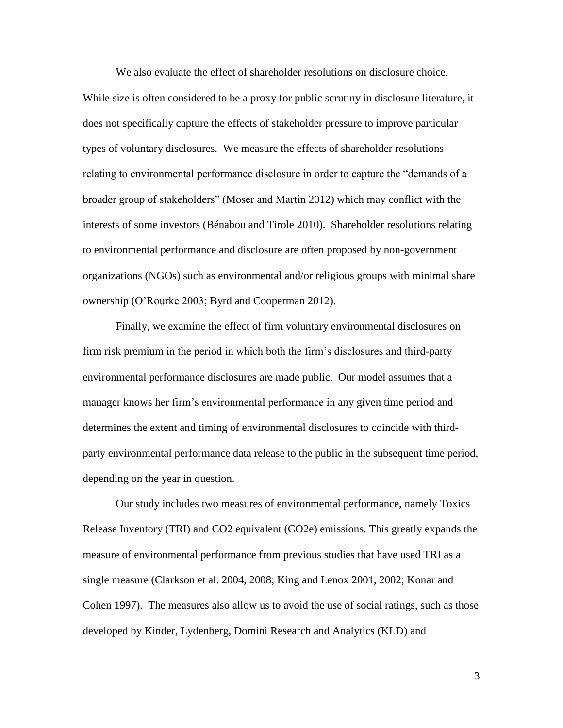We also evaluate the effect of shareholder resolutions on disclosure choice. While size is often considered to be a proxy for public scrutiny in disclosure literature, it does not specifically capture the effects of stakeholder pressure to improve particular types of voluntary disclosures. We measure the effects of shareholder resolutions relating to environmental performance disclosure in order to capture the "demands of a broader group of stakeholders" (Moser and Martin 2012) which may conflict with the interests of some investors (Bénabou and Tirole 2010). Shareholder resolutions relating to environmental performance and disclosure are often proposed by non-government organizations (NGOs) such as environmental and/or religious groups with minimal share ownership (O'Rourke 2003; Byrd and Cooperman 2012).

Finally, we examine the effect of firm voluntary environmental disclosures on firm risk premium in the period in which both the firm's disclosures and third-party environmental performance disclosures are made public. Our model assumes that a manager knows her firm's environmental performance in any given time period and determines the extent and timing of environmental disclosures to coincide with third-party environmental performance data release to the public in the subsequent time period, depending on the year in question.

Our study includes two measures of environmental performance, namely Toxics Release Inventory (TRI) and CO2 equivalent (CO2e) emissions. This greatly expands the measure of environmental performance from previous studies that have used TRI as a single measure (Clarkson et al. 2004, 2008; King and Lenox 2001, 2002; Konar and Cohen 1997). The measures also allow us to avoid the use of social ratings, such as those developed by Kinder, Lydenberg, Domini Research and Analytics (KLD) and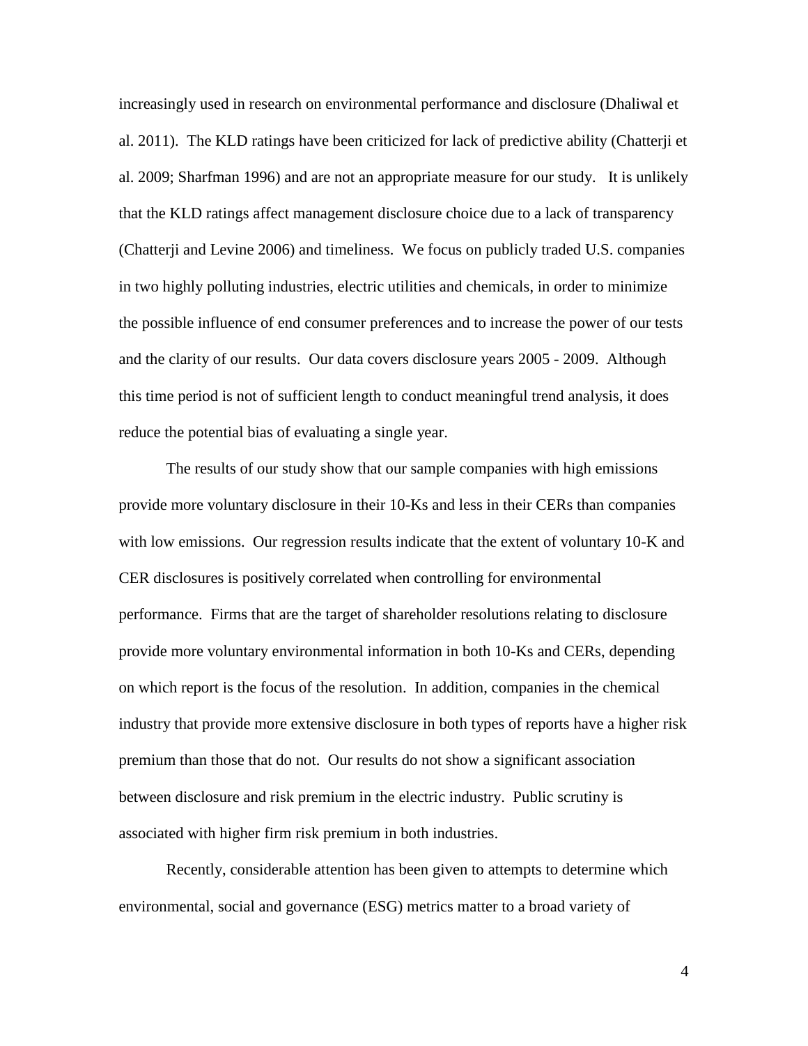increasingly used in research on environmental performance and disclosure (Dhaliwal et al. 2011). The KLD ratings have been criticized for lack of predictive ability (Chatterji et al. 2009; Sharfman 1996) and are not an appropriate measure for our study. It is unlikely that the KLD ratings affect management disclosure choice due to a lack of transparency (Chatterji and Levine 2006) and timeliness. We focus on publicly traded U.S. companies in two highly polluting industries, electric utilities and chemicals, in order to minimize the possible influence of end consumer preferences and to increase the power of our tests and the clarity of our results. Our data covers disclosure years 2005 - 2009. Although this time period is not of sufficient length to conduct meaningful trend analysis, it does reduce the potential bias of evaluating a single year.

The results of our study show that our sample companies with high emissions provide more voluntary disclosure in their 10-Ks and less in their CERs than companies with low emissions. Our regression results indicate that the extent of voluntary 10-K and CER disclosures is positively correlated when controlling for environmental performance. Firms that are the target of shareholder resolutions relating to disclosure provide more voluntary environmental information in both 10-Ks and CERs, depending on which report is the focus of the resolution. In addition, companies in the chemical industry that provide more extensive disclosure in both types of reports have a higher risk premium than those that do not. Our results do not show a significant association between disclosure and risk premium in the electric industry. Public scrutiny is associated with higher firm risk premium in both industries.

Recently, considerable attention has been given to attempts to determine which environmental, social and governance (ESG) metrics matter to a broad variety of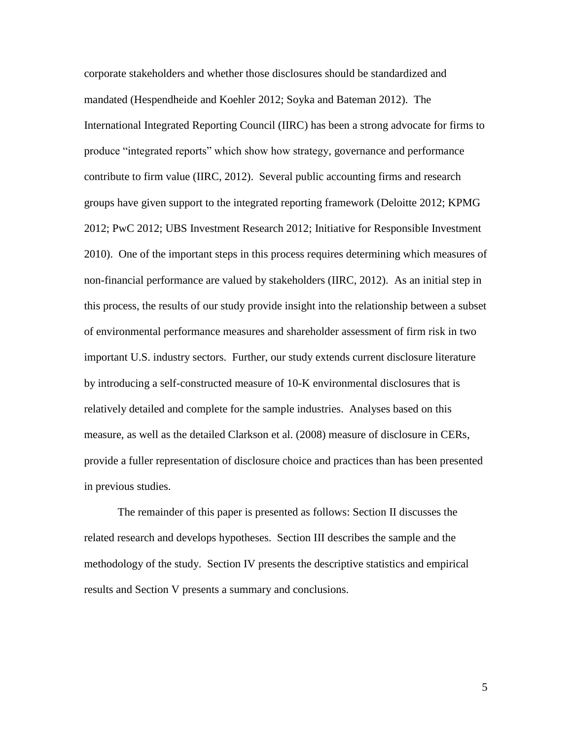corporate stakeholders and whether those disclosures should be standardized and mandated (Hespendheide and Koehler 2012; Soyka and Bateman 2012). The International Integrated Reporting Council (IIRC) has been a strong advocate for firms to produce "integrated reports" which show how strategy, governance and performance contribute to firm value (IIRC, 2012). Several public accounting firms and research groups have given support to the integrated reporting framework (Deloitte 2012; KPMG 2012; PwC 2012; UBS Investment Research 2012; Initiative for Responsible Investment 2010). One of the important steps in this process requires determining which measures of non-financial performance are valued by stakeholders (IIRC, 2012). As an initial step in this process, the results of our study provide insight into the relationship between a subset of environmental performance measures and shareholder assessment of firm risk in two important U.S. industry sectors. Further, our study extends current disclosure literature by introducing a self-constructed measure of 10-K environmental disclosures that is relatively detailed and complete for the sample industries. Analyses based on this measure, as well as the detailed Clarkson et al. (2008) measure of disclosure in CERs, provide a fuller representation of disclosure choice and practices than has been presented in previous studies.

The remainder of this paper is presented as follows: Section II discusses the related research and develops hypotheses. Section III describes the sample and the methodology of the study. Section IV presents the descriptive statistics and empirical results and Section V presents a summary and conclusions.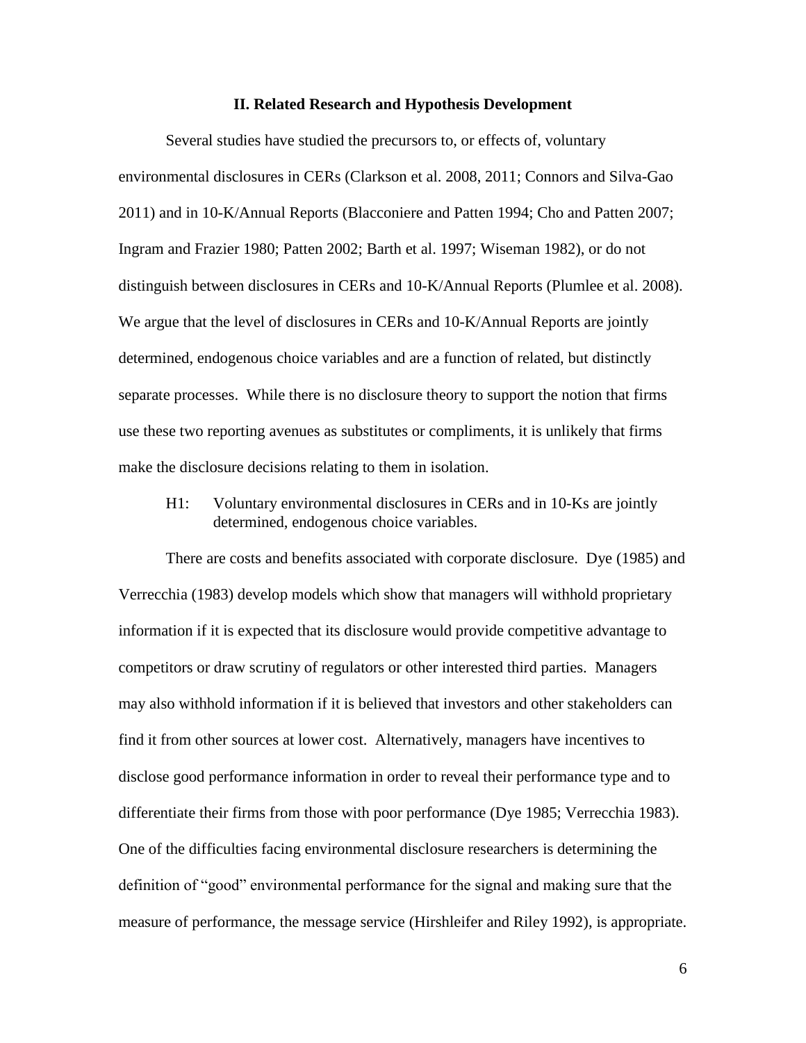## II. Related Research and Hypothesis Development

Several studies have studied the precursors to, or effects of, voluntary environmental disclosures in CERs (Clarkson et al. 2008, 2011; Connors and Silva-Gao 2011) and in 10-K/Annual Reports (Blacconiere and Patten 1994; Cho and Patten 2007; Ingram and Frazier 1980; Patten 2002; Barth et al. 1997; Wiseman 1982), or do not distinguish between disclosures in CERs and 10-K/Annual Reports (Plumlee et al. 2008). We argue that the level of disclosures in CERs and 10-K/Annual Reports are jointly determined, endogenous choice variables and are a function of related, but distinctly separate processes. While there is no disclosure theory to support the notion that firms use these two reporting avenues as substitutes or compliments, it is unlikely that firms make the disclosure decisions relating to them in isolation.

> H1: Voluntary environmental disclosures in CERs and in 10-Ks are jointly determined, endogenous choice variables.

There are costs and benefits associated with corporate disclosure. Dye (1985) and Verrecchia (1983) develop models which show that managers will withhold proprietary information if it is expected that its disclosure would provide competitive advantage to competitors or draw scrutiny of regulators or other interested third parties. Managers may also withhold information if it is believed that investors and other stakeholders can find it from other sources at lower cost. Alternatively, managers have incentives to disclose good performance information in order to reveal their performance type and to differentiate their firms from those with poor performance (Dye 1985; Verrecchia 1983). One of the difficulties facing environmental disclosure researchers is determining the definition of "good" environmental performance for the signal and making sure that the measure of performance, the message service (Hirshleifer and Riley 1992), is appropriate.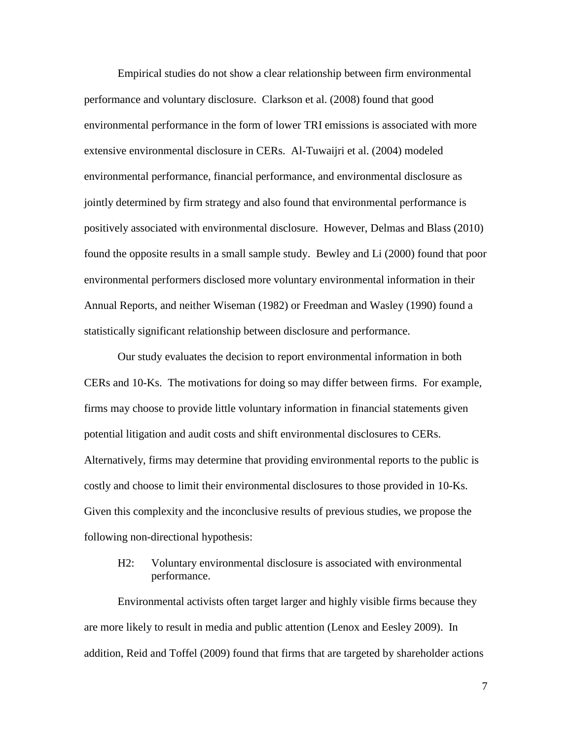Empirical studies do not show a clear relationship between firm environmental performance and voluntary disclosure. Clarkson et al. (2008) found that good environmental performance in the form of lower TRI emissions is associated with more extensive environmental disclosure in CERs. Al-Tuwaijri et al. (2004) modeled environmental performance, financial performance, and environmental disclosure as jointly determined by firm strategy and also found that environmental performance is positively associated with environmental disclosure. However, Delmas and Blass (2010) found the opposite results in a small sample study. Bewley and Li (2000) found that poor environmental performers disclosed more voluntary environmental information in their Annual Reports, and neither Wiseman (1982) or Freedman and Wasley (1990) found a statistically significant relationship between disclosure and performance.

Our study evaluates the decision to report environmental information in both CERs and 10-Ks. The motivations for doing so may differ between firms. For example, firms may choose to provide little voluntary information in financial statements given potential litigation and audit costs and shift environmental disclosures to CERs. Alternatively, firms may determine that providing environmental reports to the public is costly and choose to limit their environmental disclosures to those provided in 10-Ks. Given this complexity and the inconclusive results of previous studies, we propose the following non-directional hypothesis:

> H2: Voluntary environmental disclosure is associated with environmental performance.

Environmental activists often target larger and highly visible firms because they are more likely to result in media and public attention (Lenox and Eesley 2009). In addition, Reid and Toffel (2009) found that firms that are targeted by shareholder actions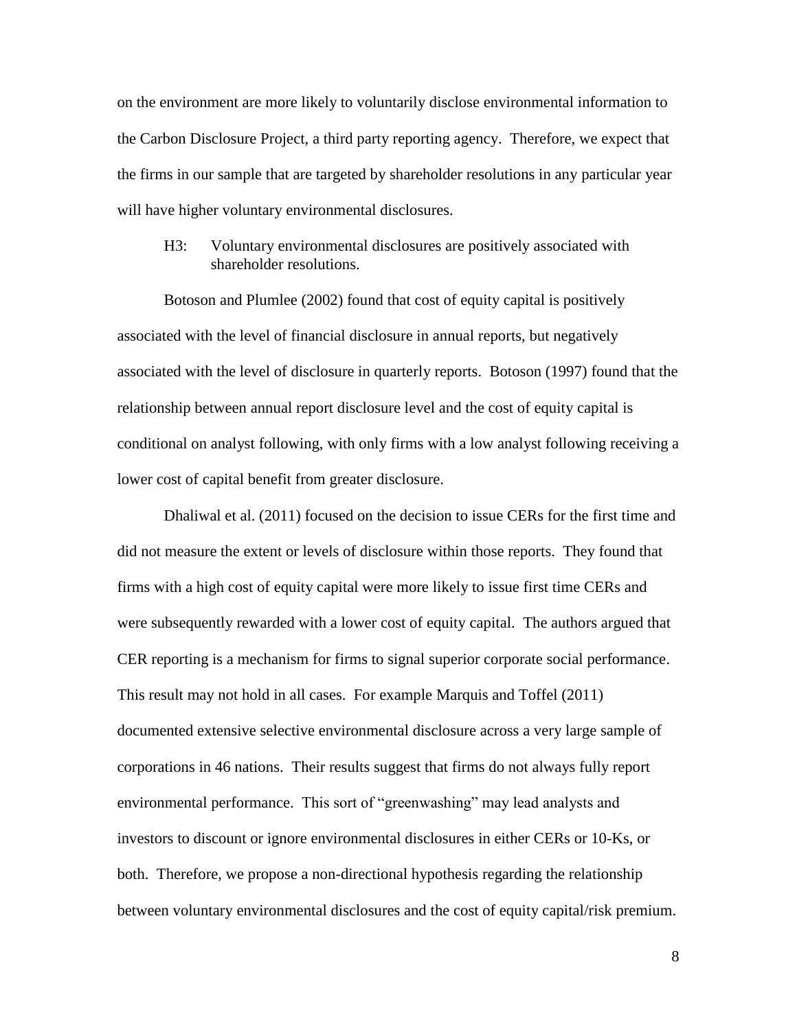on the environment are more likely to voluntarily disclose environmental information to the Carbon Disclosure Project, a third party reporting agency. Therefore, we expect that the firms in our sample that are targeted by shareholder resolutions in any particular year will have higher voluntary environmental disclosures.

> H3: Voluntary environmental disclosures are positively associated with shareholder resolutions.

Botoson and Plumlee (2002) found that cost of equity capital is positively associated with the level of financial disclosure in annual reports, but negatively associated with the level of disclosure in quarterly reports. Botoson (1997) found that the relationship between annual report disclosure level and the cost of equity capital is conditional on analyst following, with only firms with a low analyst following receiving a lower cost of capital benefit from greater disclosure.

Dhaliwal et al. (2011) focused on the decision to issue CERs for the first time and did not measure the extent or levels of disclosure within those reports. They found that firms with a high cost of equity capital were more likely to issue first time CERs and were subsequently rewarded with a lower cost of equity capital. The authors argued that CER reporting is a mechanism for firms to signal superior corporate social performance. This result may not hold in all cases. For example Marquis and Toffel (2011) documented extensive selective environmental disclosure across a very large sample of corporations in 46 nations. Their results suggest that firms do not always fully report environmental performance. This sort of "greenwashing" may lead analysts and investors to discount or ignore environmental disclosures in either CERs or 10-Ks, or both. Therefore, we propose a non-directional hypothesis regarding the relationship between voluntary environmental disclosures and the cost of equity capital/risk premium.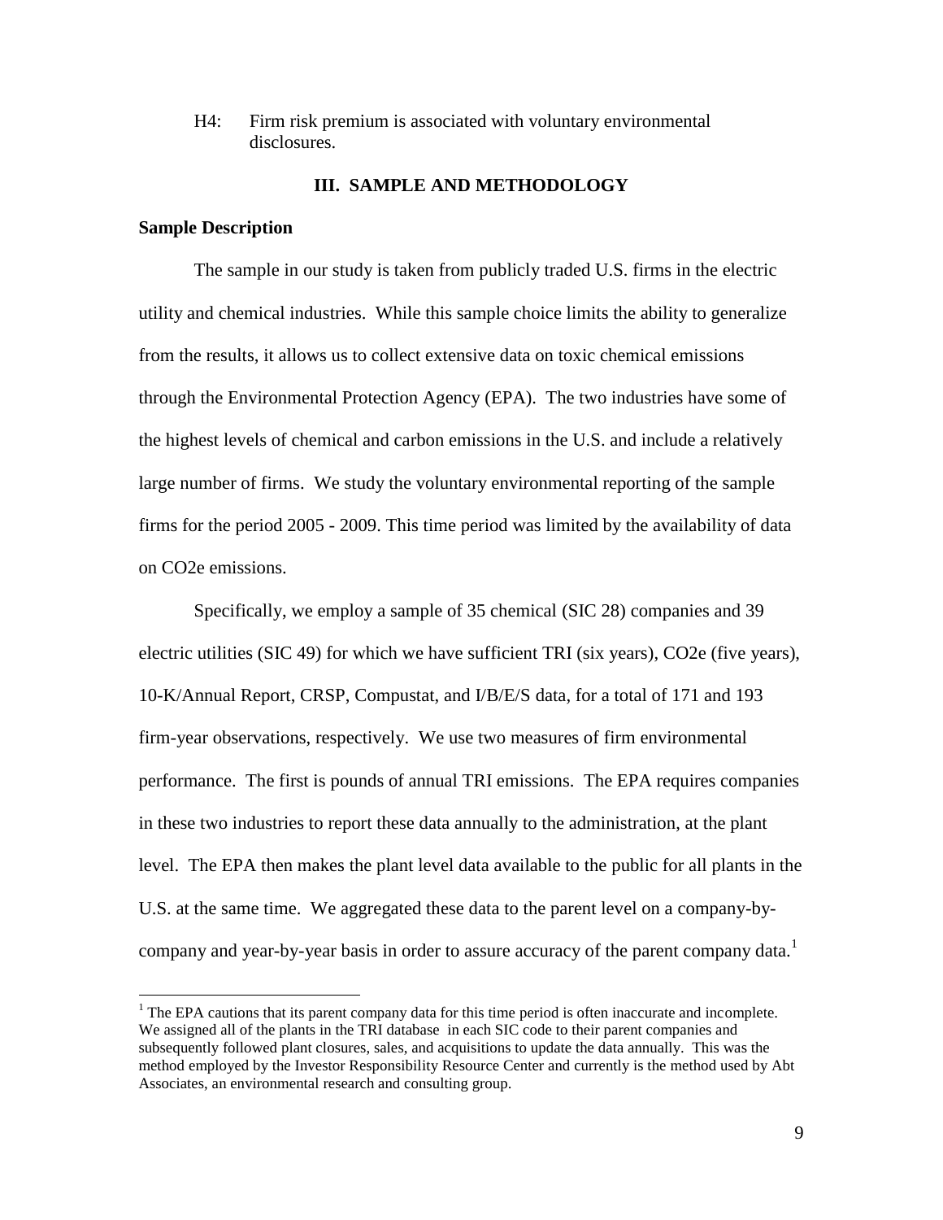H4: Firm risk premium is associated with voluntary environmental disclosures.

## III. SAMPLE AND METHODOLOGY

### Sample Description

The sample in our study is taken from publicly traded U.S. firms in the electric utility and chemical industries. While this sample choice limits the ability to generalize from the results, it allows us to collect extensive data on toxic chemical emissions through the Environmental Protection Agency (EPA). The two industries have some of the highest levels of chemical and carbon emissions in the U.S. and include a relatively large number of firms. We study the voluntary environmental reporting of the sample firms for the period 2005 - 2009. This time period was limited by the availability of data on CO2e emissions.

Specifically, we employ a sample of 35 chemical (SIC 28) companies and 39 electric utilities (SIC 49) for which we have sufficient TRI (six years), CO2e (five years), 10-K/Annual Report, CRSP, Compustat, and I/B/E/S data, for a total of 171 and 193 firm-year observations, respectively. We use two measures of firm environmental performance. The first is pounds of annual TRI emissions. The EPA requires companies in these two industries to report these data annually to the administration, at the plant level. The EPA then makes the plant level data available to the public for all plants in the U.S. at the same time. We aggregated these data to the parent level on a company-by-company and year-by-year basis in order to assure accuracy of the parent company data.[1]

[1] The EPA cautions that its parent company data for this time period is often inaccurate and incomplete. We assigned all of the plants in the TRI database in each SIC code to their parent companies and subsequently followed plant closures, sales, and acquisitions to update the data annually. This was the method employed by the Investor Responsibility Resource Center and currently is the method used by Abt Associates, an environmental research and consulting group.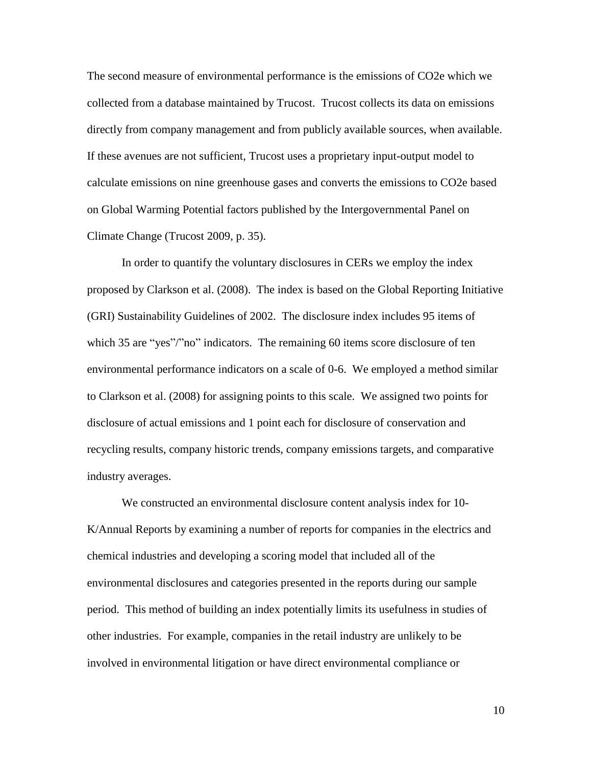The second measure of environmental performance is the emissions of $CO_2e$ which we collected from a database maintained by Trucost. Trucost collects its data on emissions directly from company management and from publicly available sources, when available. If these avenues are not sufficient, Trucost uses a proprietary input-output model to calculate emissions on nine greenhouse gases and converts the emissions to $CO_2e$ based on Global Warming Potential factors published by the Intergovernmental Panel on Climate Change (Trucost 2009, p. 35).

In order to quantify the voluntary disclosures in CERs we employ the index proposed by Clarkson et al. (2008). The index is based on the Global Reporting Initiative (GRI) Sustainability Guidelines of 2002. The disclosure index includes 95 items of which 35 are "yes"/"no" indicators. The remaining 60 items score disclosure of ten environmental performance indicators on a scale of 0-6. We employed a method similar to Clarkson et al. (2008) for assigning points to this scale. We assigned two points for disclosure of actual emissions and 1 point each for disclosure of conservation and recycling results, company historic trends, company emissions targets, and comparative industry averages.

We constructed an environmental disclosure content analysis index for 10-K/Annual Reports by examining a number of reports for companies in the electrics and chemical industries and developing a scoring model that included all of the environmental disclosures and categories presented in the reports during our sample period. This method of building an index potentially limits its usefulness in studies of other industries. For example, companies in the retail industry are unlikely to be involved in environmental litigation or have direct environmental compliance or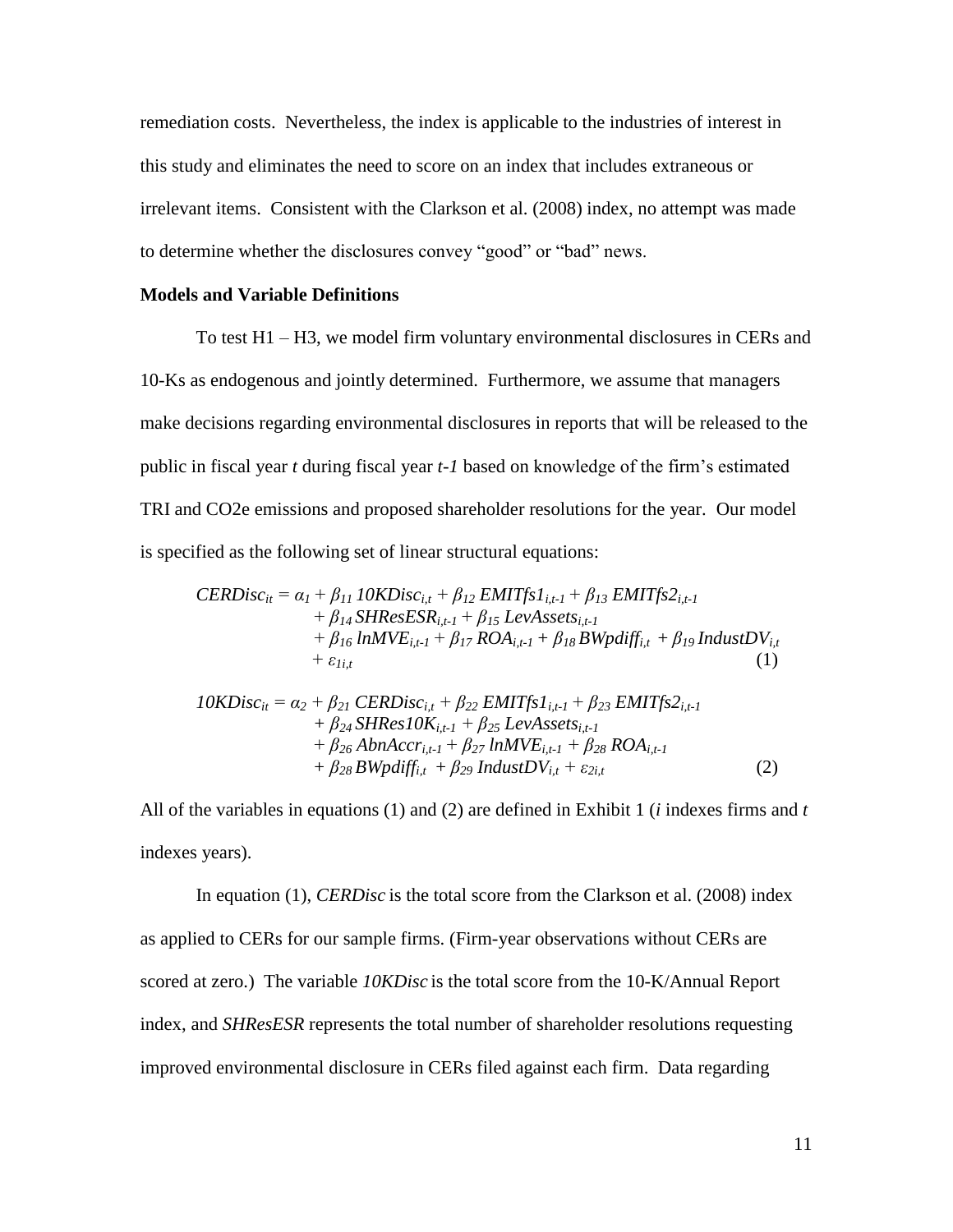remediation costs. Nevertheless, the index is applicable to the industries of interest in this study and eliminates the need to score on an index that includes extraneous or irrelevant items. Consistent with the Clarkson et al. (2008) index, no attempt was made to determine whether the disclosures convey "good" or "bad" news.

**Models and Variable Definitions**

To test H1 – H3, we model firm voluntary environmental disclosures in CERs and 10-Ks as endogenous and jointly determined. Furthermore, we assume that managers make decisions regarding environmental disclosures in reports that will be released to the public in fiscal year *t* during fiscal year *t-1* based on knowledge of the firm's estimated TRI and CO2e emissions and proposed shareholder resolutions for the year. Our model is specified as the following set of linear structural equations:

$$
\begin{aligned}
CERDisc_{it} = {} & \alpha_1 + \beta_{11}\, 10KDisc_{i,t} + \beta_{12}\, EMITfs1_{i,t-1} + \beta_{13}\, EMITfs2_{i,t-1} \\
& + \beta_{14}\, SHResESR_{i,t-1} + \beta_{15}\, LevAssets_{i,t-1} \\
& + \beta_{16}\, lnMVE_{i,t-1} + \beta_{17}\, ROA_{i,t-1} + \beta_{18}\, BWpdiff_{i,t} + \beta_{19}\, IndustDV_{i,t} \\
& + \varepsilon_{1i,t} \qquad (1)
\end{aligned}
$$

$$
\begin{aligned}
10KDisc_{it} = {} & \alpha_2 + \beta_{21}\, CERDisc_{i,t} + \beta_{22}\, EMITfs1_{i,t-1} + \beta_{23}\, EMITfs2_{i,t-1} \\
& + \beta_{24}\, SHRes10K_{i,t-1} + \beta_{25}\, LevAssets_{i,t-1} \\
& + \beta_{26}\, AbnAccr_{i,t-1} + \beta_{27}\, lnMVE_{i,t-1} + \beta_{28}\, ROA_{i,t-1} \\
& + \beta_{28}\, BWpdiff_{i,t} + \beta_{29}\, IndustDV_{i,t} + \varepsilon_{2i,t} \qquad (2)
\end{aligned}
$$

All of the variables in equations (1) and (2) are defined in Exhibit 1 (*i* indexes firms and *t* indexes years).

In equation (1), *CERDisc* is the total score from the Clarkson et al. (2008) index as applied to CERs for our sample firms. (Firm-year observations without CERs are scored at zero.) The variable *10KDisc* is the total score from the 10-K/Annual Report index, and *SHResESR* represents the total number of shareholder resolutions requesting improved environmental disclosure in CERs filed against each firm. Data regarding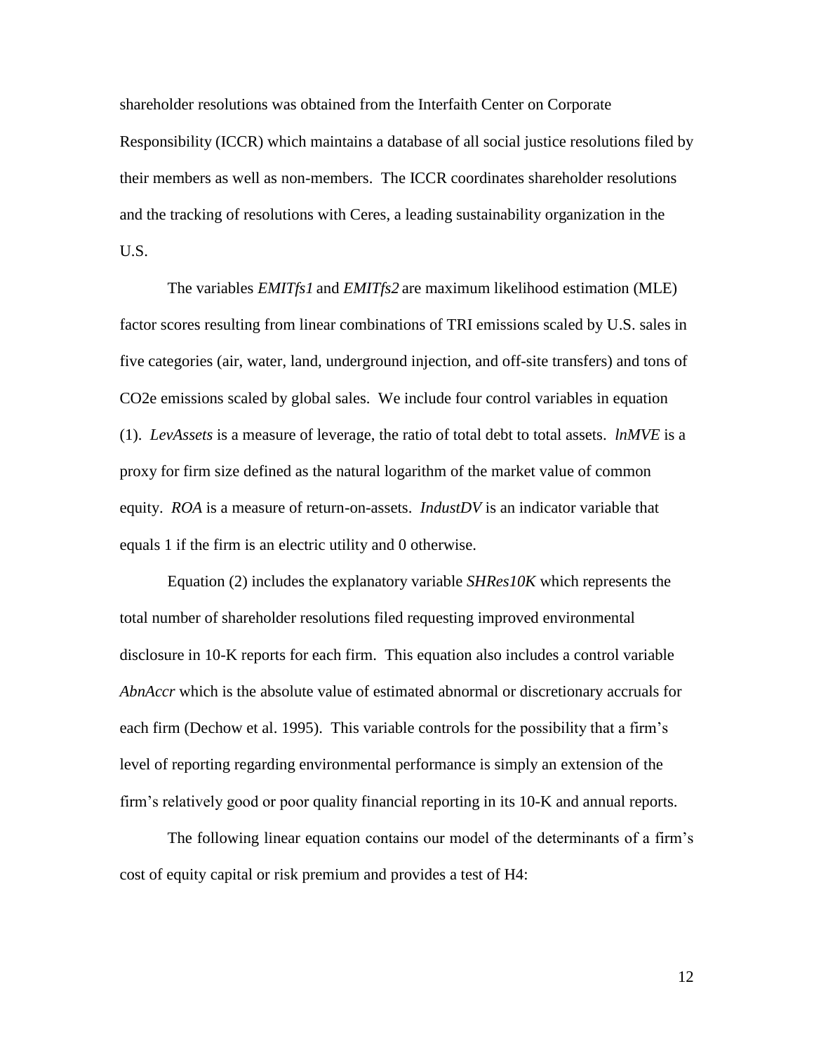shareholder resolutions was obtained from the Interfaith Center on Corporate Responsibility (ICCR) which maintains a database of all social justice resolutions filed by their members as well as non-members. The ICCR coordinates shareholder resolutions and the tracking of resolutions with Ceres, a leading sustainability organization in the U.S.

The variables *EMITfs1* and *EMITfs2* are maximum likelihood estimation (MLE) factor scores resulting from linear combinations of TRI emissions scaled by U.S. sales in five categories (air, water, land, underground injection, and off-site transfers) and tons of $CO_2e$ emissions scaled by global sales. We include four control variables in equation (1). *LevAssets* is a measure of leverage, the ratio of total debt to total assets. *lnMVE* is a proxy for firm size defined as the natural logarithm of the market value of common equity. *ROA* is a measure of return-on-assets. *IndustDV* is an indicator variable that equals 1 if the firm is an electric utility and 0 otherwise.

Equation (2) includes the explanatory variable *SHRes10K* which represents the total number of shareholder resolutions filed requesting improved environmental disclosure in 10-K reports for each firm. This equation also includes a control variable *AbnAccr* which is the absolute value of estimated abnormal or discretionary accruals for each firm (Dechow et al. 1995). This variable controls for the possibility that a firm's level of reporting regarding environmental performance is simply an extension of the firm's relatively good or poor quality financial reporting in its 10-K and annual reports.

The following linear equation contains our model of the determinants of a firm's cost of equity capital or risk premium and provides a test of H4: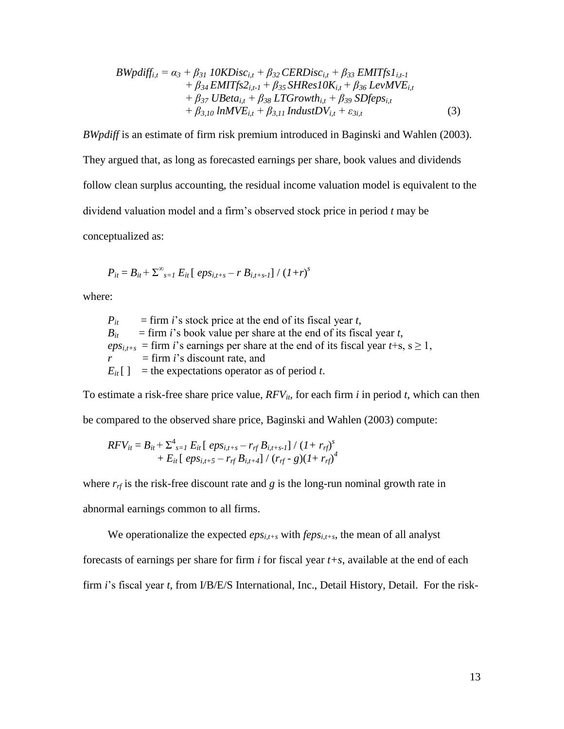$$
\begin{aligned}
BWpdiff_{i,t} = \alpha_3 &+ \beta_{31}\, 10KDisc_{i,t} + \beta_{32}\, CERDisc_{i,t} + \beta_{33}\, EMITfs1_{i,t-1} \\
&+ \beta_{34}\, EMITfs2_{i,t-1} + \beta_{35}\, SHRes10K_{i,t} + \beta_{36}\, LevMVE_{i,t} \\
&+ \beta_{37}\, UBeta_{i,t} + \beta_{38}\, LTGrowth_{i,t} + \beta_{39}\, SDfeps_{i,t} \\
&+ \beta_{3,10}\, lnMVE_{i,t} + \beta_{3,11}\, IndustDV_{i,t} + \varepsilon_{3i,t} \qquad (3)
\end{aligned}
$$

*BWpdiff* is an estimate of firm risk premium introduced in Baginski and Wahlen (2003). They argued that, as long as forecasted earnings per share, book values and dividends follow clean surplus accounting, the residual income valuation model is equivalent to the dividend valuation model and a firm's observed stock price in period *t* may be conceptualized as:

$$
P_{it} = B_{it} + \Sigma^{\infty}_{s=1}\, E_{it}\,[\, eps_{i,t+s} - r\, B_{i,t+s-1}] \,/\, (1+r)^s
$$

where:

- $P_{it}$ = firm *i*'s stock price at the end of its fiscal year *t*,
- $B_{it}$ = firm *i*'s book value per share at the end of its fiscal year *t*,
- $eps_{i,t+s}$ = firm *i*'s earnings per share at the end of its fiscal year *t*+s, s ≥ 1,
- $r$ = firm *i*'s discount rate, and
- $E_{it}\,[\ ]$ = the expectations operator as of period *t*.

To estimate a risk-free share price value, $RFV_{it}$, for each firm *i* in period *t*, which can then be compared to the observed share price, Baginski and Wahlen (2003) compute:

$$
\begin{aligned}
RFV_{it} = B_{it} &+ \Sigma^{4}_{s=1}\, E_{it}\,[\, eps_{i,t+s} - r_{rf}\, B_{i,t+s-1}] \,/\, (1+ r_{rf})^s \\
&+ E_{it}\,[\, eps_{i,t+5} - r_{rf}\, B_{i,t+4}] \,/\, (r_{rf} - g)(1+ r_{rf})^4
\end{aligned}
$$

where $r_{rf}$ is the risk-free discount rate and *g* is the long-run nominal growth rate in abnormal earnings common to all firms.

We operationalize the expected $eps_{i,t+s}$ with $feps_{i,t+s}$, the mean of all analyst forecasts of earnings per share for firm *i* for fiscal year *t+s*, available at the end of each firm *i*'s fiscal year *t*, from I/B/E/S International, Inc., Detail History, Detail. For the risk-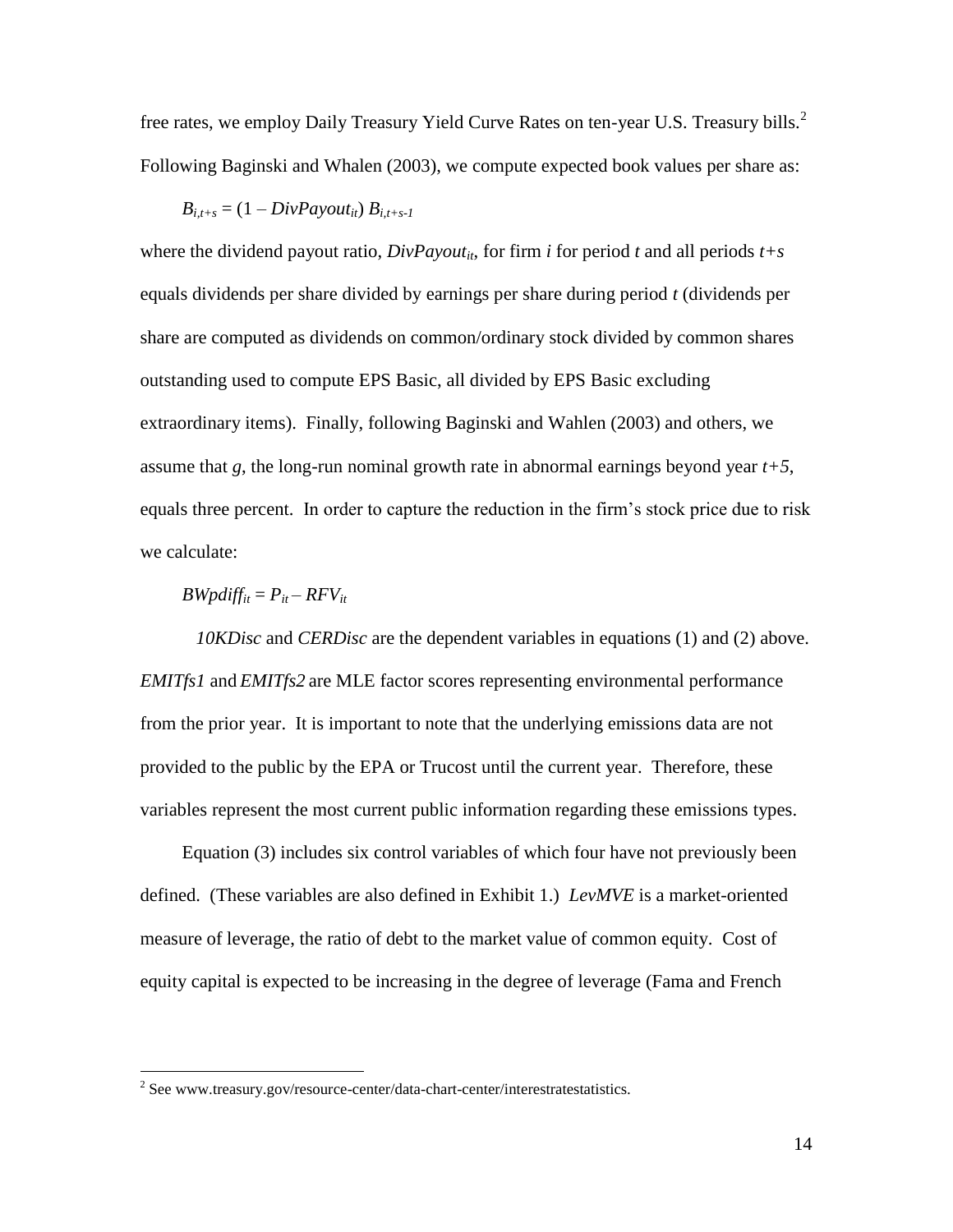free rates, we employ Daily Treasury Yield Curve Rates on ten-year U.S. Treasury bills.[2] Following Baginski and Whalen (2003), we compute expected book values per share as:

$$B_{i,t+s} = (1 - DivPayout_{it})\, B_{i,t+s-1}$$

where the dividend payout ratio, $DivPayout_{it}$, for firm $i$ for period $t$ and all periods $t+s$ equals dividends per share divided by earnings per share during period $t$ (dividends per share are computed as dividends on common/ordinary stock divided by common shares outstanding used to compute EPS Basic, all divided by EPS Basic excluding extraordinary items). Finally, following Baginski and Wahlen (2003) and others, we assume that $g$, the long-run nominal growth rate in abnormal earnings beyond year $t+5$, equals three percent. In order to capture the reduction in the firm's stock price due to risk we calculate:

$$BWpdiff_{it} = P_{it} - RFV_{it}$$

*10KDisc* and *CERDisc* are the dependent variables in equations (1) and (2) above. *EMITfs1* and *EMITfs2* are MLE factor scores representing environmental performance from the prior year. It is important to note that the underlying emissions data are not provided to the public by the EPA or Trucost until the current year. Therefore, these variables represent the most current public information regarding these emissions types.

Equation (3) includes six control variables of which four have not previously been defined. (These variables are also defined in Exhibit 1.) *LevMVE* is a market-oriented measure of leverage, the ratio of debt to the market value of common equity. Cost of equity capital is expected to be increasing in the degree of leverage (Fama and French

[2] See www.treasury.gov/resource-center/data-chart-center/interestratestatistics.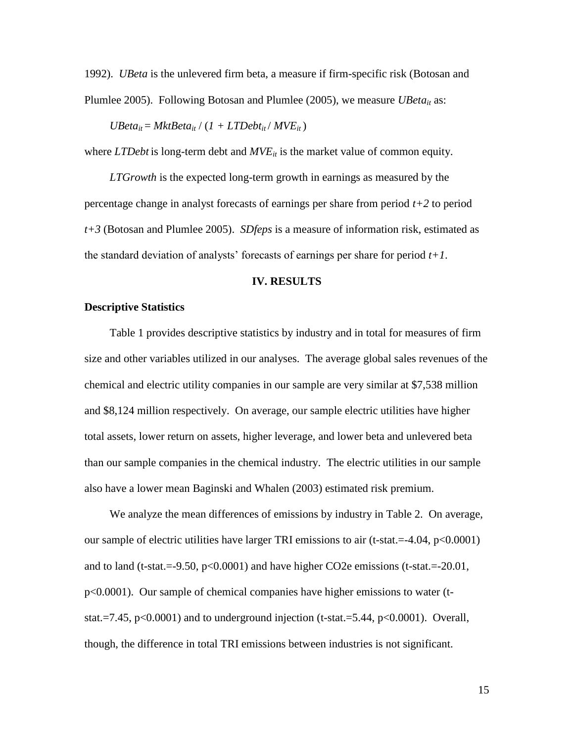1992). *UBeta* is the unlevered firm beta, a measure if firm-specific risk (Botosan and Plumlee 2005). Following Botosan and Plumlee (2005), we measure $UBeta_{it}$ as:

$$UBeta_{it} = MktBeta_{it} / (1 + LTDebt_{it} / MVE_{it})$$

where *LTDebt* is long-term debt and $MVE_{it}$ is the market value of common equity.

*LTGrowth* is the expected long-term growth in earnings as measured by the percentage change in analyst forecasts of earnings per share from period $t+2$ to period $t+3$ (Botosan and Plumlee 2005). *SDfeps* is a measure of information risk, estimated as the standard deviation of analysts' forecasts of earnings per share for period $t+1$.

## IV. RESULTS

### Descriptive Statistics

Table 1 provides descriptive statistics by industry and in total for measures of firm size and other variables utilized in our analyses. The average global sales revenues of the chemical and electric utility companies in our sample are very similar at \$7,538 million and \$8,124 million respectively. On average, our sample electric utilities have higher total assets, lower return on assets, higher leverage, and lower beta and unlevered beta than our sample companies in the chemical industry. The electric utilities in our sample also have a lower mean Baginski and Whalen (2003) estimated risk premium.

We analyze the mean differences of emissions by industry in Table 2. On average, our sample of electric utilities have larger TRI emissions to air (t-stat.=-4.04, $p<0.0001$) and to land (t-stat.=-9.50, $p<0.0001$) and have higher $CO_2e$ emissions (t-stat.=-20.01, $p<0.0001$). Our sample of chemical companies have higher emissions to water (t-stat.=7.45, $p<0.0001$) and to underground injection (t-stat.=5.44, $p<0.0001$). Overall, though, the difference in total TRI emissions between industries is not significant.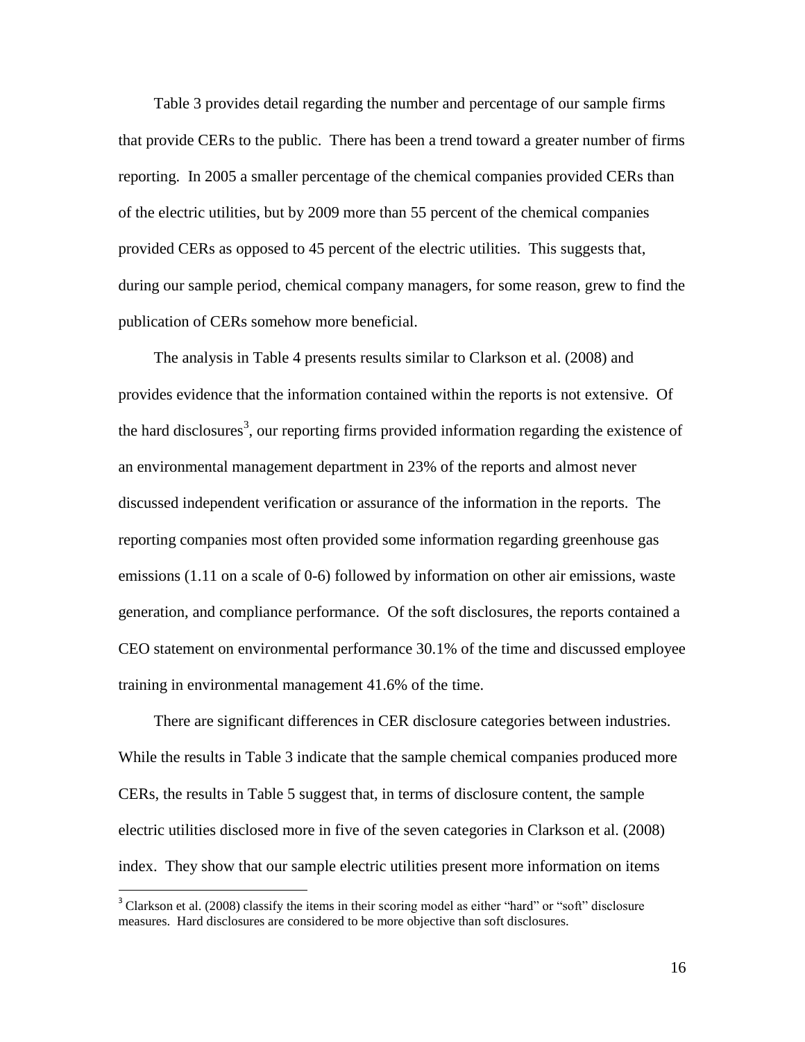Table 3 provides detail regarding the number and percentage of our sample firms that provide CERs to the public. There has been a trend toward a greater number of firms reporting. In 2005 a smaller percentage of the chemical companies provided CERs than of the electric utilities, but by 2009 more than 55 percent of the chemical companies provided CERs as opposed to 45 percent of the electric utilities. This suggests that, during our sample period, chemical company managers, for some reason, grew to find the publication of CERs somehow more beneficial.

The analysis in Table 4 presents results similar to Clarkson et al. (2008) and provides evidence that the information contained within the reports is not extensive. Of the hard disclosures[3], our reporting firms provided information regarding the existence of an environmental management department in 23% of the reports and almost never discussed independent verification or assurance of the information in the reports. The reporting companies most often provided some information regarding greenhouse gas emissions (1.11 on a scale of 0-6) followed by information on other air emissions, waste generation, and compliance performance. Of the soft disclosures, the reports contained a CEO statement on environmental performance 30.1% of the time and discussed employee training in environmental management 41.6% of the time.

There are significant differences in CER disclosure categories between industries. While the results in Table 3 indicate that the sample chemical companies produced more CERs, the results in Table 5 suggest that, in terms of disclosure content, the sample electric utilities disclosed more in five of the seven categories in Clarkson et al. (2008) index. They show that our sample electric utilities present more information on items

[3] Clarkson et al. (2008) classify the items in their scoring model as either "hard" or "soft" disclosure measures. Hard disclosures are considered to be more objective than soft disclosures.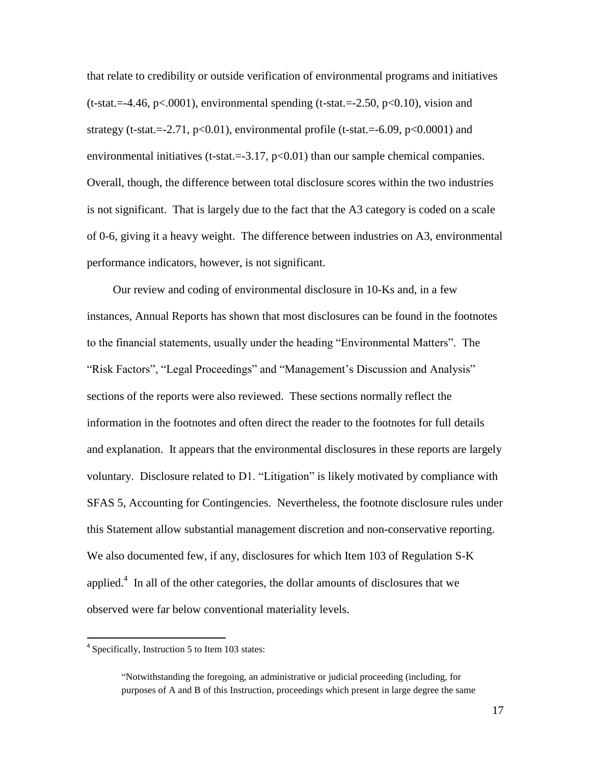that relate to credibility or outside verification of environmental programs and initiatives (t-stat.=-4.46, $p<.0001$), environmental spending (t-stat.=-2.50, $p<0.10$), vision and strategy (t-stat.=-2.71, $p<0.01$), environmental profile (t-stat.=-6.09, $p<0.0001$) and environmental initiatives (t-stat.=-3.17, $p<0.01$) than our sample chemical companies. Overall, though, the difference between total disclosure scores within the two industries is not significant. That is largely due to the fact that the A3 category is coded on a scale of 0-6, giving it a heavy weight. The difference between industries on A3, environmental performance indicators, however, is not significant.

Our review and coding of environmental disclosure in 10-Ks and, in a few instances, Annual Reports has shown that most disclosures can be found in the footnotes to the financial statements, usually under the heading "Environmental Matters". The "Risk Factors", "Legal Proceedings" and "Management's Discussion and Analysis" sections of the reports were also reviewed. These sections normally reflect the information in the footnotes and often direct the reader to the footnotes for full details and explanation. It appears that the environmental disclosures in these reports are largely voluntary. Disclosure related to D1. "Litigation" is likely motivated by compliance with SFAS 5, Accounting for Contingencies. Nevertheless, the footnote disclosure rules under this Statement allow substantial management discretion and non-conservative reporting. We also documented few, if any, disclosures for which Item 103 of Regulation S-K applied.[4] In all of the other categories, the dollar amounts of disclosures that we observed were far below conventional materiality levels.

---

[4] Specifically, Instruction 5 to Item 103 states:

> "Notwithstanding the foregoing, an administrative or judicial proceeding (including, for purposes of A and B of this Instruction, proceedings which present in large degree the same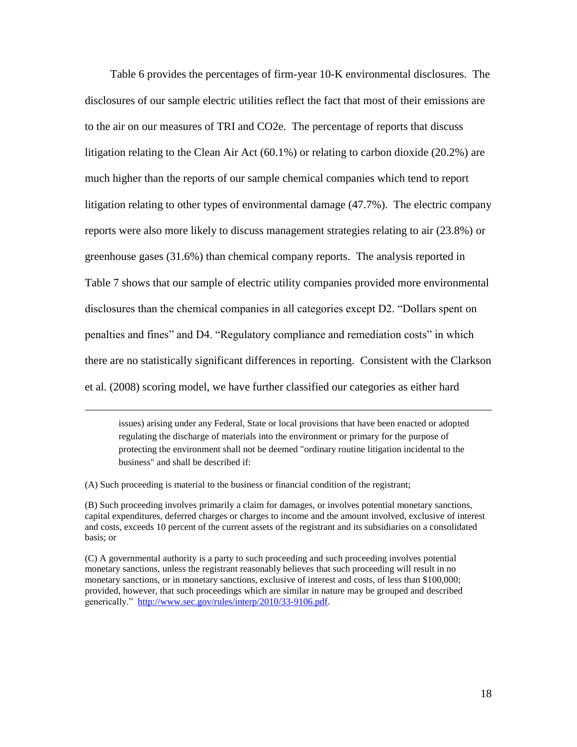Table 6 provides the percentages of firm-year 10-K environmental disclosures. The disclosures of our sample electric utilities reflect the fact that most of their emissions are to the air on our measures of TRI and CO2e. The percentage of reports that discuss litigation relating to the Clean Air Act (60.1%) or relating to carbon dioxide (20.2%) are much higher than the reports of our sample chemical companies which tend to report litigation relating to other types of environmental damage (47.7%). The electric company reports were also more likely to discuss management strategies relating to air (23.8%) or greenhouse gases (31.6%) than chemical company reports. The analysis reported in Table 7 shows that our sample of electric utility companies provided more environmental disclosures than the chemical companies in all categories except D2. "Dollars spent on penalties and fines" and D4. "Regulatory compliance and remediation costs" in which there are no statistically significant differences in reporting. Consistent with the Clarkson et al. (2008) scoring model, we have further classified our categories as either hard

---

> issues) arising under any Federal, State or local provisions that have been enacted or adopted regulating the discharge of materials into the environment or primary for the purpose of protecting the environment shall not be deemed "ordinary routine litigation incidental to the business" and shall be described if:

(A) Such proceeding is material to the business or financial condition of the registrant;

(B) Such proceeding involves primarily a claim for damages, or involves potential monetary sanctions, capital expenditures, deferred charges or charges to income and the amount involved, exclusive of interest and costs, exceeds 10 percent of the current assets of the registrant and its subsidiaries on a consolidated basis; or

(C) A governmental authority is a party to such proceeding and such proceeding involves potential monetary sanctions, unless the registrant reasonably believes that such proceeding will result in no monetary sanctions, or in monetary sanctions, exclusive of interest and costs, of less than $100,000; provided, however, that such proceedings which are similar in nature may be grouped and described generically." http://www.sec.gov/rules/interp/2010/33-9106.pdf.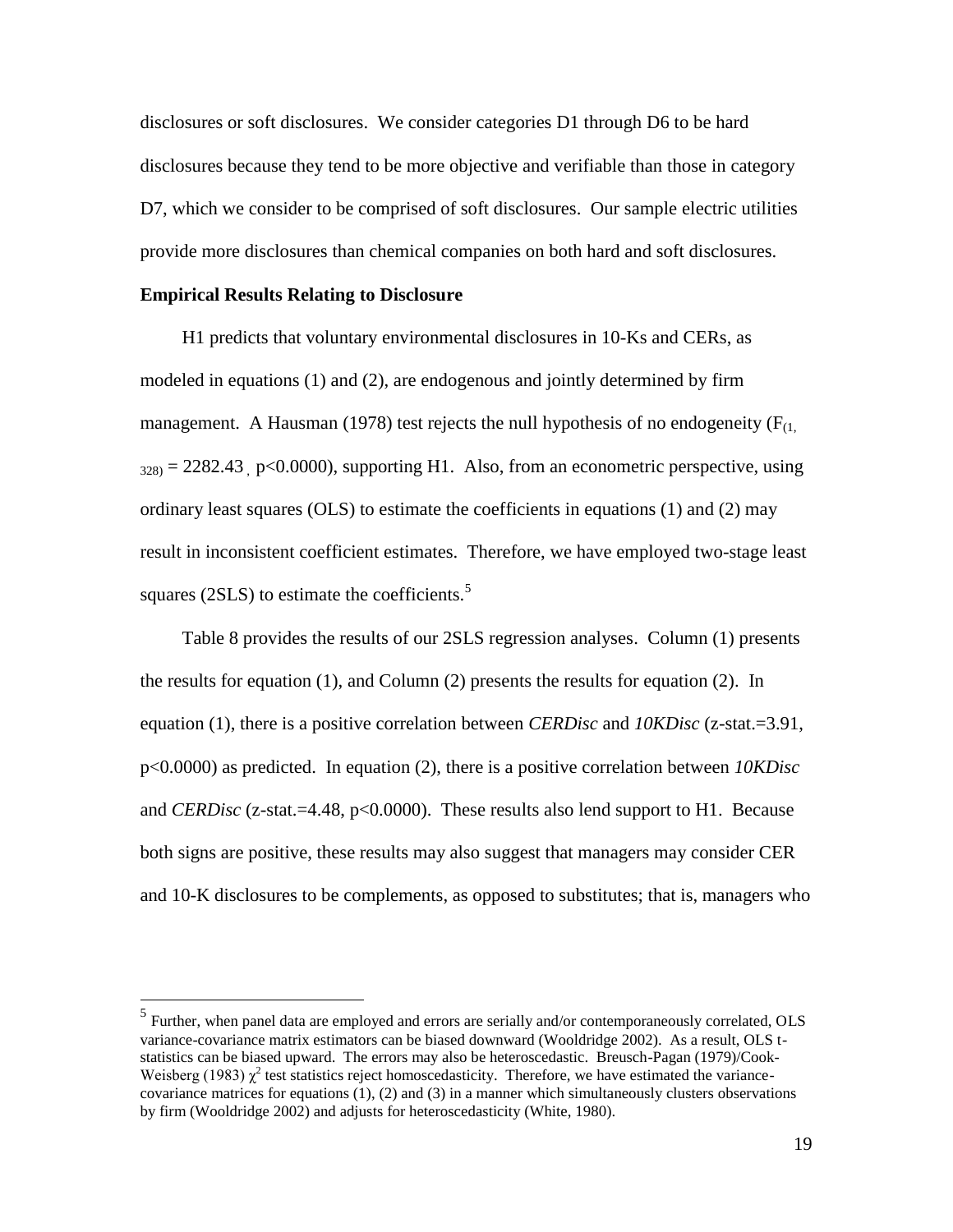disclosures or soft disclosures. We consider categories D1 through D6 to be hard disclosures because they tend to be more objective and verifiable than those in category D7, which we consider to be comprised of soft disclosures. Our sample electric utilities provide more disclosures than chemical companies on both hard and soft disclosures.

**Empirical Results Relating to Disclosure**

H1 predicts that voluntary environmental disclosures in 10-Ks and CERs, as modeled in equations (1) and (2), are endogenous and jointly determined by firm management. A Hausman (1978) test rejects the null hypothesis of no endogeneity ($F_{(1, 328)} = 2282.43$, $p<0.0000$), supporting H1. Also, from an econometric perspective, using ordinary least squares (OLS) to estimate the coefficients in equations (1) and (2) may result in inconsistent coefficient estimates. Therefore, we have employed two-stage least squares (2SLS) to estimate the coefficients.[5]

Table 8 provides the results of our 2SLS regression analyses. Column (1) presents the results for equation (1), and Column (2) presents the results for equation (2). In equation (1), there is a positive correlation between *CERDisc* and *10KDisc* (z-stat.=3.91, p<0.0000) as predicted. In equation (2), there is a positive correlation between *10KDisc* and *CERDisc* (z-stat.=4.48, p<0.0000). These results also lend support to H1. Because both signs are positive, these results may also suggest that managers may consider CER and 10-K disclosures to be complements, as opposed to substitutes; that is, managers who

[5] Further, when panel data are employed and errors are serially and/or contemporaneously correlated, OLS variance-covariance matrix estimators can be biased downward (Wooldridge 2002). As a result, OLS t-statistics can be biased upward. The errors may also be heteroscedastic. Breusch-Pagan (1979)/Cook-Weisberg (1983) $\chi^2$ test statistics reject homoscedasticity. Therefore, we have estimated the variance-covariance matrices for equations (1), (2) and (3) in a manner which simultaneously clusters observations by firm (Wooldridge 2002) and adjusts for heteroscedasticity (White, 1980).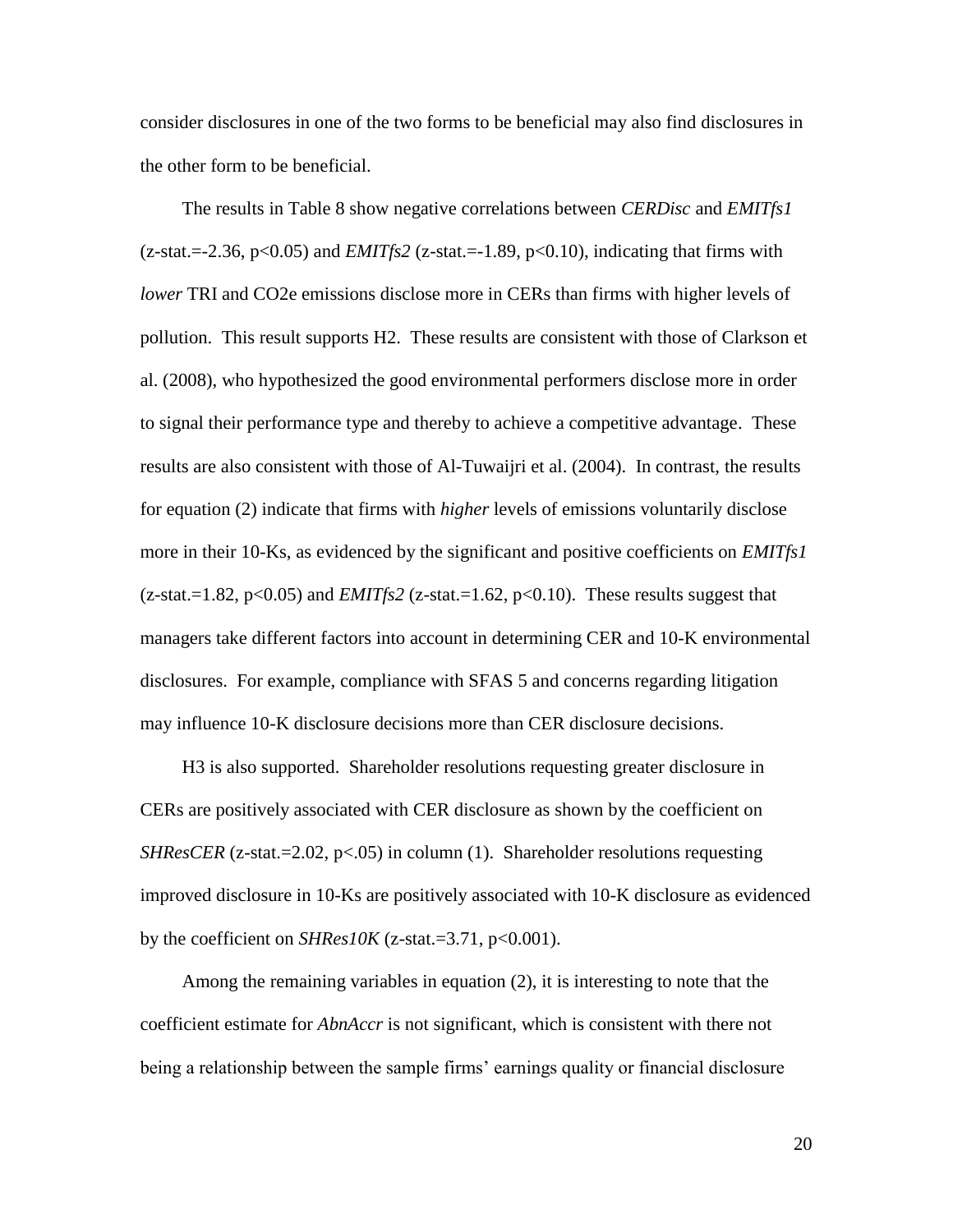consider disclosures in one of the two forms to be beneficial may also find disclosures in the other form to be beneficial.

The results in Table 8 show negative correlations between *CERDisc* and *EMITfs1* (z-stat.=-2.36, $p<0.05$) and *EMITfs2* (z-stat.=-1.89, $p<0.10$), indicating that firms with *lower* TRI and CO2e emissions disclose more in CERs than firms with higher levels of pollution. This result supports H2. These results are consistent with those of Clarkson et al. (2008), who hypothesized the good environmental performers disclose more in order to signal their performance type and thereby to achieve a competitive advantage. These results are also consistent with those of Al-Tuwaijri et al. (2004). In contrast, the results for equation (2) indicate that firms with *higher* levels of emissions voluntarily disclose more in their 10-Ks, as evidenced by the significant and positive coefficients on *EMITfs1* (z-stat.=1.82, $p<0.05$) and *EMITfs2* (z-stat.=1.62, $p<0.10$). These results suggest that managers take different factors into account in determining CER and 10-K environmental disclosures. For example, compliance with SFAS 5 and concerns regarding litigation may influence 10-K disclosure decisions more than CER disclosure decisions.

H3 is also supported. Shareholder resolutions requesting greater disclosure in CERs are positively associated with CER disclosure as shown by the coefficient on *SHResCER* (z-stat.=2.02, $p<.05$) in column (1). Shareholder resolutions requesting improved disclosure in 10-Ks are positively associated with 10-K disclosure as evidenced by the coefficient on *SHRes10K* (z-stat.=3.71, $p<0.001$).

Among the remaining variables in equation (2), it is interesting to note that the coefficient estimate for *AbnAccr* is not significant, which is consistent with there not being a relationship between the sample firms' earnings quality or financial disclosure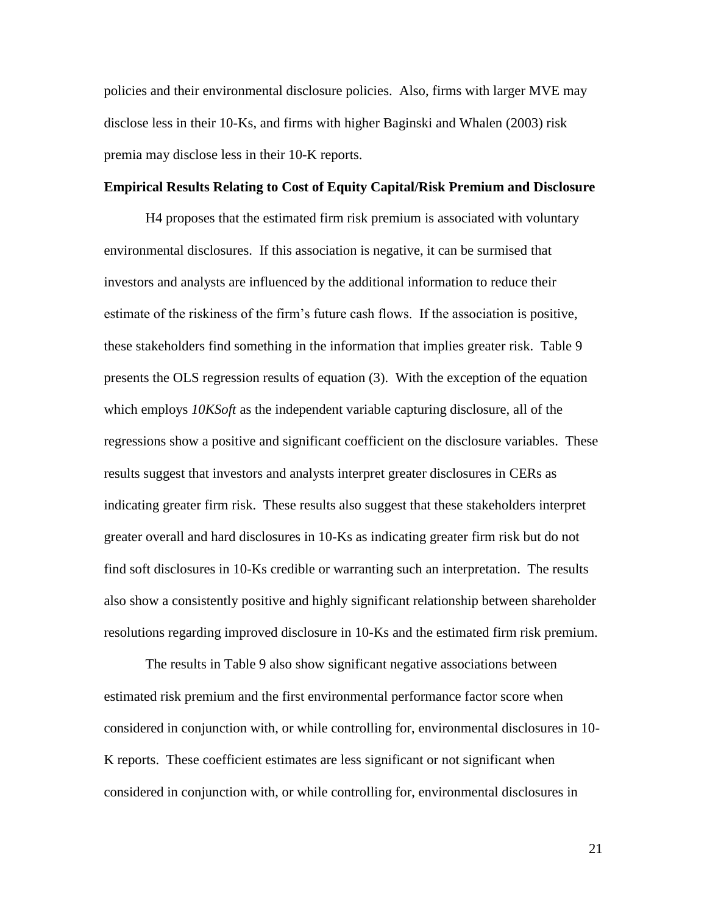policies and their environmental disclosure policies. Also, firms with larger MVE may disclose less in their 10-Ks, and firms with higher Baginski and Whalen (2003) risk premia may disclose less in their 10-K reports.

**Empirical Results Relating to Cost of Equity Capital/Risk Premium and Disclosure**

H4 proposes that the estimated firm risk premium is associated with voluntary environmental disclosures. If this association is negative, it can be surmised that investors and analysts are influenced by the additional information to reduce their estimate of the riskiness of the firm's future cash flows. If the association is positive, these stakeholders find something in the information that implies greater risk. Table 9 presents the OLS regression results of equation (3). With the exception of the equation which employs *10KSoft* as the independent variable capturing disclosure, all of the regressions show a positive and significant coefficient on the disclosure variables. These results suggest that investors and analysts interpret greater disclosures in CERs as indicating greater firm risk. These results also suggest that these stakeholders interpret greater overall and hard disclosures in 10-Ks as indicating greater firm risk but do not find soft disclosures in 10-Ks credible or warranting such an interpretation. The results also show a consistently positive and highly significant relationship between shareholder resolutions regarding improved disclosure in 10-Ks and the estimated firm risk premium.

The results in Table 9 also show significant negative associations between estimated risk premium and the first environmental performance factor score when considered in conjunction with, or while controlling for, environmental disclosures in 10-K reports. These coefficient estimates are less significant or not significant when considered in conjunction with, or while controlling for, environmental disclosures in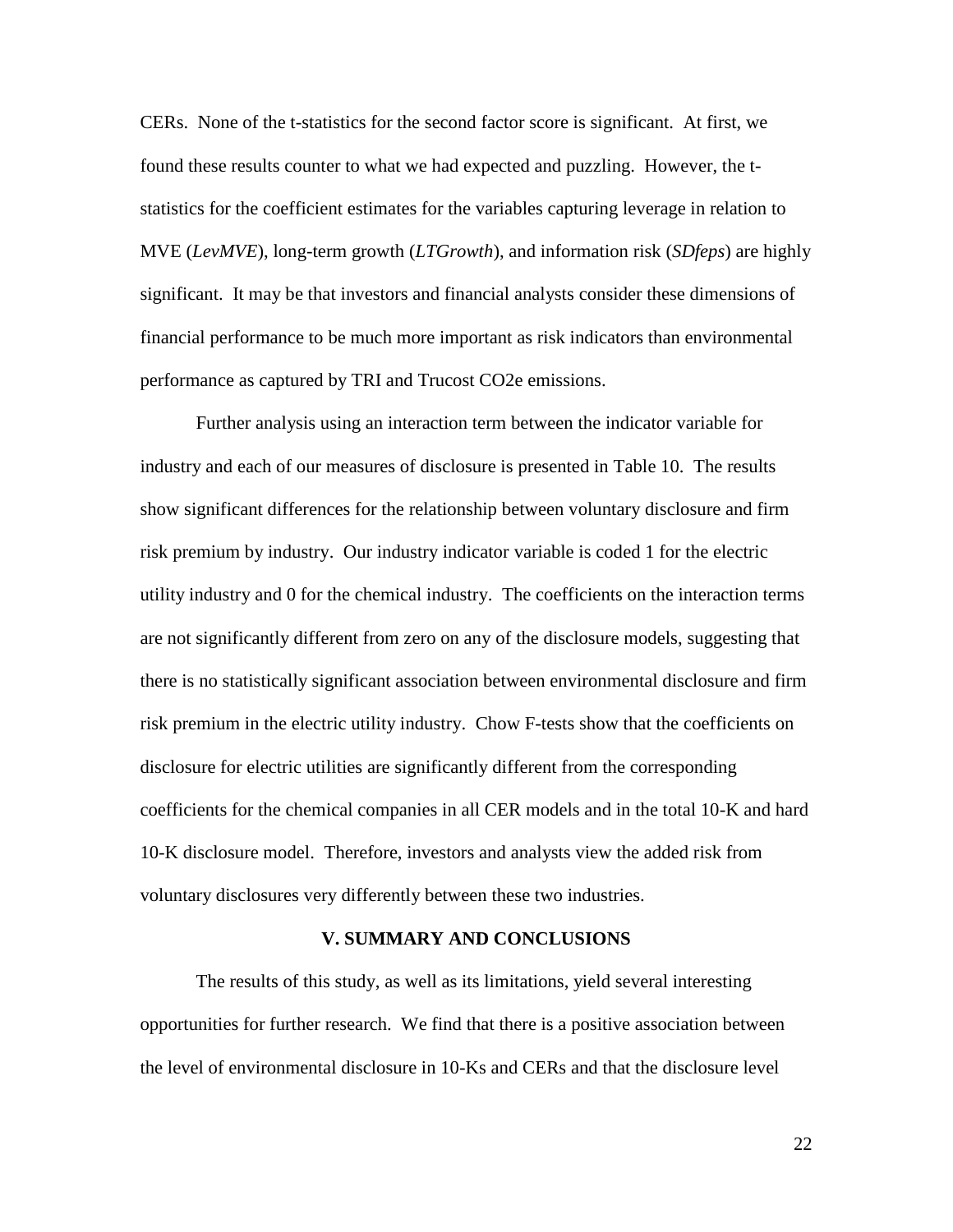CERs. None of the t-statistics for the second factor score is significant. At first, we found these results counter to what we had expected and puzzling. However, the t-statistics for the coefficient estimates for the variables capturing leverage in relation to MVE (*LevMVE*), long-term growth (*LTGrowth*), and information risk (*SDfeps*) are highly significant. It may be that investors and financial analysts consider these dimensions of financial performance to be much more important as risk indicators than environmental performance as captured by TRI and Trucost CO2e emissions.

Further analysis using an interaction term between the indicator variable for industry and each of our measures of disclosure is presented in Table 10. The results show significant differences for the relationship between voluntary disclosure and firm risk premium by industry. Our industry indicator variable is coded 1 for the electric utility industry and 0 for the chemical industry. The coefficients on the interaction terms are not significantly different from zero on any of the disclosure models, suggesting that there is no statistically significant association between environmental disclosure and firm risk premium in the electric utility industry. Chow F-tests show that the coefficients on disclosure for electric utilities are significantly different from the corresponding coefficients for the chemical companies in all CER models and in the total 10-K and hard 10-K disclosure model. Therefore, investors and analysts view the added risk from voluntary disclosures very differently between these two industries.

## V. SUMMARY AND CONCLUSIONS

The results of this study, as well as its limitations, yield several interesting opportunities for further research. We find that there is a positive association between the level of environmental disclosure in 10-Ks and CERs and that the disclosure level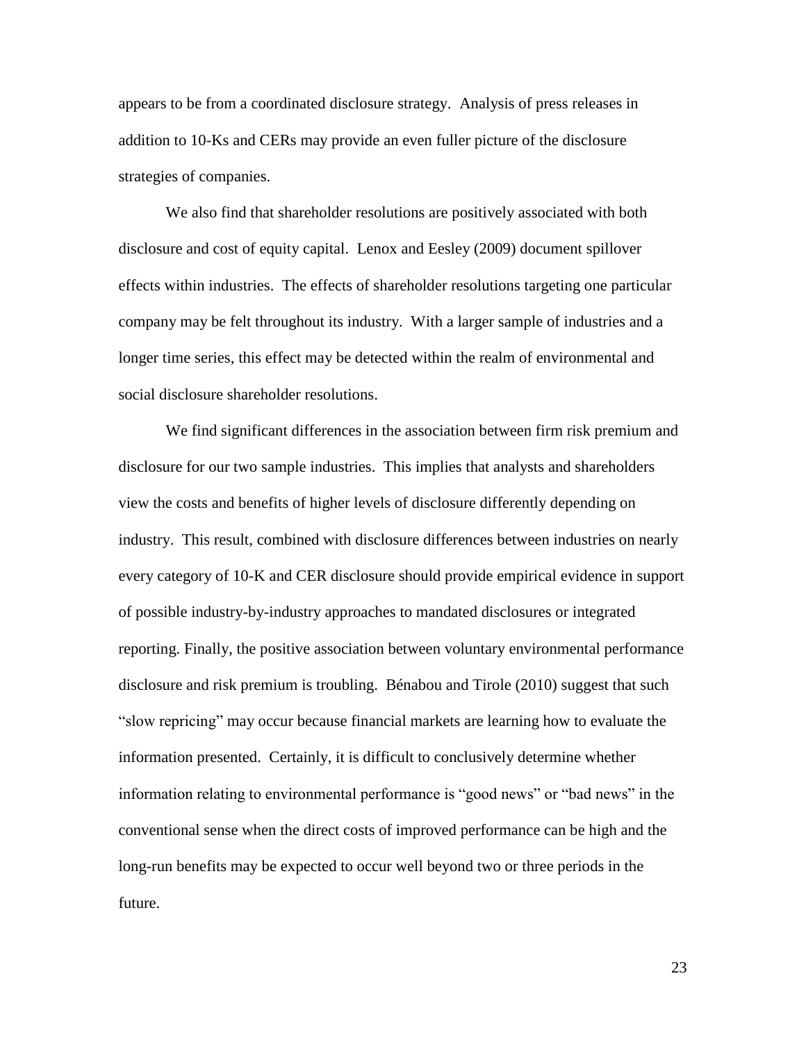appears to be from a coordinated disclosure strategy. Analysis of press releases in addition to 10-Ks and CERs may provide an even fuller picture of the disclosure strategies of companies.

We also find that shareholder resolutions are positively associated with both disclosure and cost of equity capital. Lenox and Eesley (2009) document spillover effects within industries. The effects of shareholder resolutions targeting one particular company may be felt throughout its industry. With a larger sample of industries and a longer time series, this effect may be detected within the realm of environmental and social disclosure shareholder resolutions.

We find significant differences in the association between firm risk premium and disclosure for our two sample industries. This implies that analysts and shareholders view the costs and benefits of higher levels of disclosure differently depending on industry. This result, combined with disclosure differences between industries on nearly every category of 10-K and CER disclosure should provide empirical evidence in support of possible industry-by-industry approaches to mandated disclosures or integrated reporting. Finally, the positive association between voluntary environmental performance disclosure and risk premium is troubling. Bénabou and Tirole (2010) suggest that such "slow repricing" may occur because financial markets are learning how to evaluate the information presented. Certainly, it is difficult to conclusively determine whether information relating to environmental performance is "good news" or "bad news" in the conventional sense when the direct costs of improved performance can be high and the long-run benefits may be expected to occur well beyond two or three periods in the future.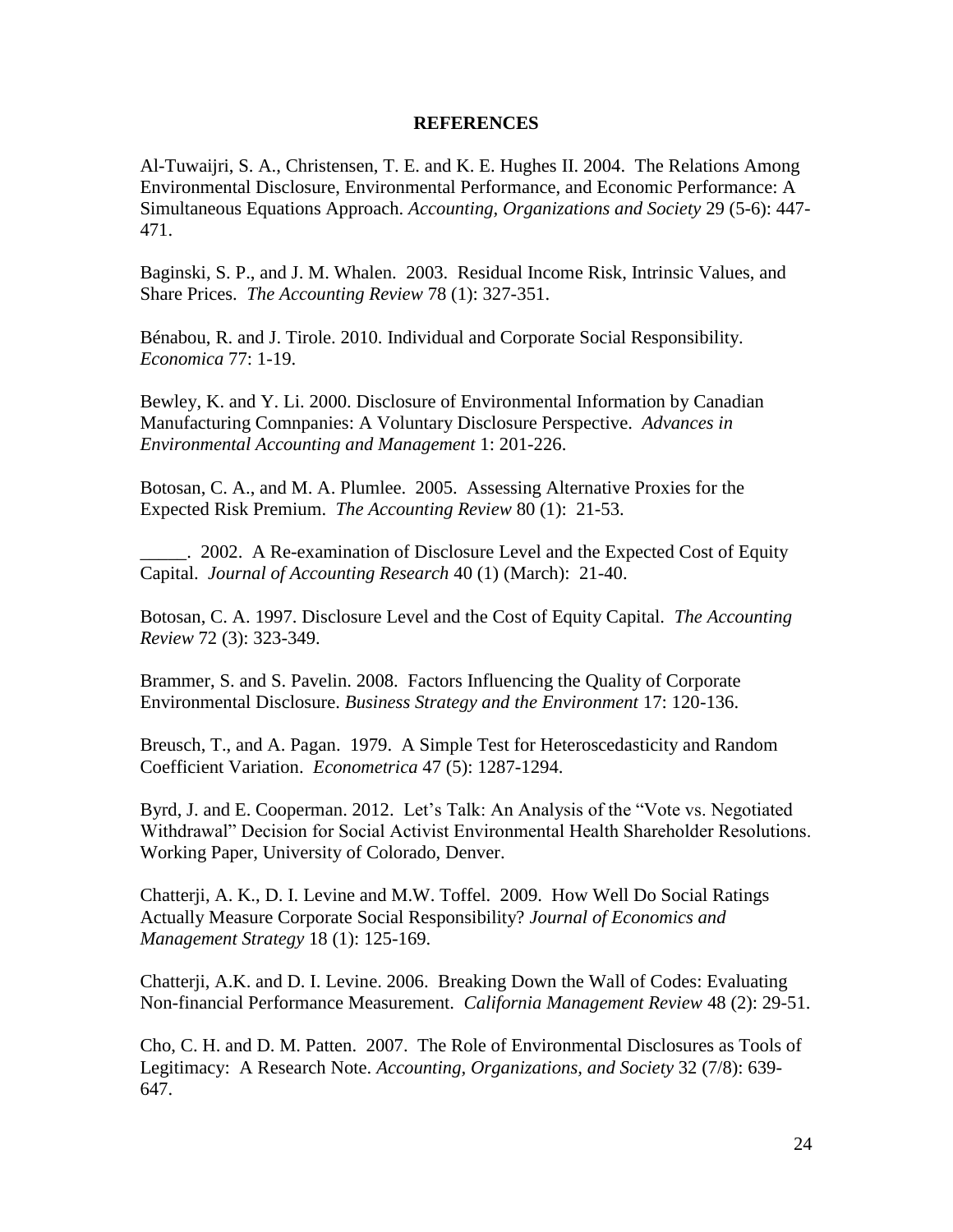## REFERENCES

Al-Tuwaijri, S. A., Christensen, T. E. and K. E. Hughes II. 2004. The Relations Among Environmental Disclosure, Environmental Performance, and Economic Performance: A Simultaneous Equations Approach. *Accounting, Organizations and Society* 29 (5-6): 447-471.

Baginski, S. P., and J. M. Whalen. 2003. Residual Income Risk, Intrinsic Values, and Share Prices. *The Accounting Review* 78 (1): 327-351.

Bénabou, R. and J. Tirole. 2010. Individual and Corporate Social Responsibility. *Economica* 77: 1-19.

Bewley, K. and Y. Li. 2000. Disclosure of Environmental Information by Canadian Manufacturing Comnpanies: A Voluntary Disclosure Perspective. *Advances in Environmental Accounting and Management* 1: 201-226.

Botosan, C. A., and M. A. Plumlee. 2005. Assessing Alternative Proxies for the Expected Risk Premium. *The Accounting Review* 80 (1): 21-53.

_____. 2002. A Re-examination of Disclosure Level and the Expected Cost of Equity Capital. *Journal of Accounting Research* 40 (1) (March): 21-40.

Botosan, C. A. 1997. Disclosure Level and the Cost of Equity Capital. *The Accounting Review* 72 (3): 323-349.

Brammer, S. and S. Pavelin. 2008. Factors Influencing the Quality of Corporate Environmental Disclosure. *Business Strategy and the Environment* 17: 120-136.

Breusch, T., and A. Pagan. 1979. A Simple Test for Heteroscedasticity and Random Coefficient Variation. *Econometrica* 47 (5): 1287-1294.

Byrd, J. and E. Cooperman. 2012. Let's Talk: An Analysis of the "Vote vs. Negotiated Withdrawal" Decision for Social Activist Environmental Health Shareholder Resolutions. Working Paper, University of Colorado, Denver.

Chatterji, A. K., D. I. Levine and M.W. Toffel. 2009. How Well Do Social Ratings Actually Measure Corporate Social Responsibility? *Journal of Economics and Management Strategy* 18 (1): 125-169.

Chatterji, A.K. and D. I. Levine. 2006. Breaking Down the Wall of Codes: Evaluating Non-financial Performance Measurement. *California Management Review* 48 (2): 29-51.

Cho, C. H. and D. M. Patten. 2007. The Role of Environmental Disclosures as Tools of Legitimacy: A Research Note. *Accounting, Organizations, and Society* 32 (7/8): 639-647.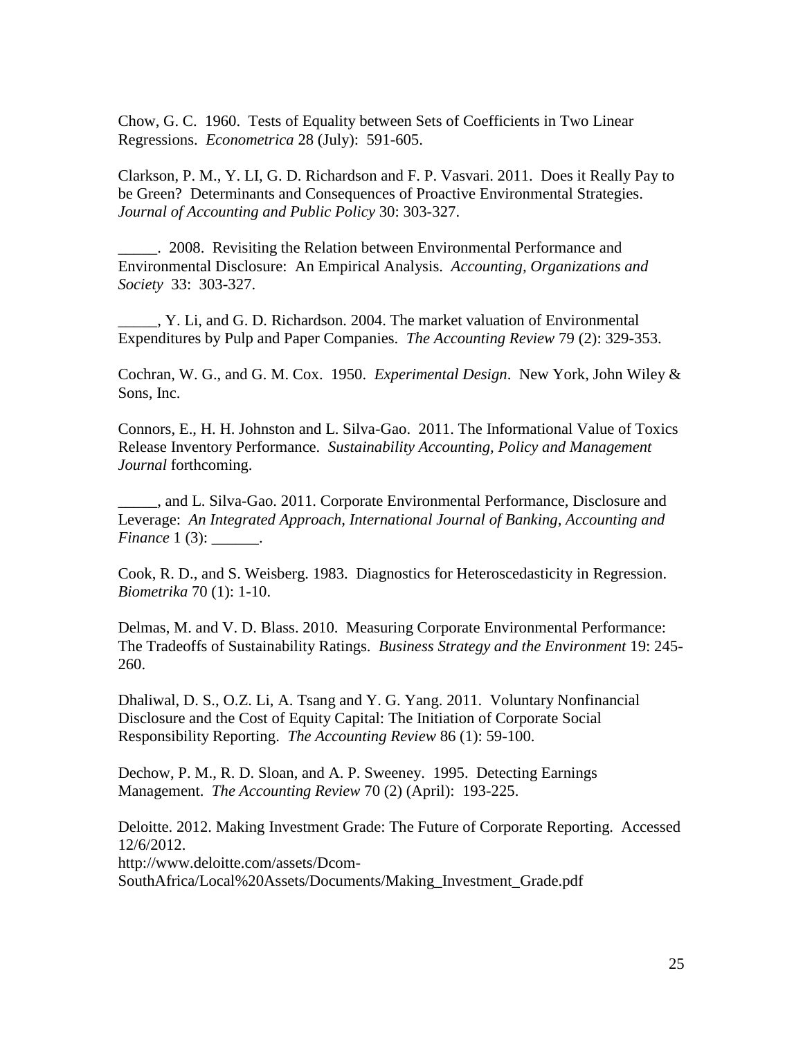Chow, G. C. 1960. Tests of Equality between Sets of Coefficients in Two Linear Regressions. *Econometrica* 28 (July): 591-605.

Clarkson, P. M., Y. LI, G. D. Richardson and F. P. Vasvari. 2011. Does it Really Pay to be Green? Determinants and Consequences of Proactive Environmental Strategies. *Journal of Accounting and Public Policy* 30: 303-327.

_____. 2008. Revisiting the Relation between Environmental Performance and Environmental Disclosure: An Empirical Analysis. *Accounting, Organizations and Society* 33: 303-327.

_____, Y. Li, and G. D. Richardson. 2004. The market valuation of Environmental Expenditures by Pulp and Paper Companies. *The Accounting Review* 79 (2): 329-353.

Cochran, W. G., and G. M. Cox. 1950. *Experimental Design*. New York, John Wiley & Sons, Inc.

Connors, E., H. H. Johnston and L. Silva-Gao. 2011. The Informational Value of Toxics Release Inventory Performance. *Sustainability Accounting, Policy and Management Journal* forthcoming.

_____, and L. Silva-Gao. 2011. Corporate Environmental Performance, Disclosure and Leverage: *An Integrated Approach, International Journal of Banking, Accounting and Finance* 1 (3): ______.

Cook, R. D., and S. Weisberg. 1983. Diagnostics for Heteroscedasticity in Regression. *Biometrika* 70 (1): 1-10.

Delmas, M. and V. D. Blass. 2010. Measuring Corporate Environmental Performance: The Tradeoffs of Sustainability Ratings. *Business Strategy and the Environment* 19: 245-260.

Dhaliwal, D. S., O.Z. Li, A. Tsang and Y. G. Yang. 2011. Voluntary Nonfinancial Disclosure and the Cost of Equity Capital: The Initiation of Corporate Social Responsibility Reporting. *The Accounting Review* 86 (1): 59-100.

Dechow, P. M., R. D. Sloan, and A. P. Sweeney. 1995. Detecting Earnings Management. *The Accounting Review* 70 (2) (April): 193-225.

Deloitte. 2012. Making Investment Grade: The Future of Corporate Reporting. Accessed 12/6/2012.
http://www.deloitte.com/assets/Dcom-SouthAfrica/Local%20Assets/Documents/Making_Investment_Grade.pdf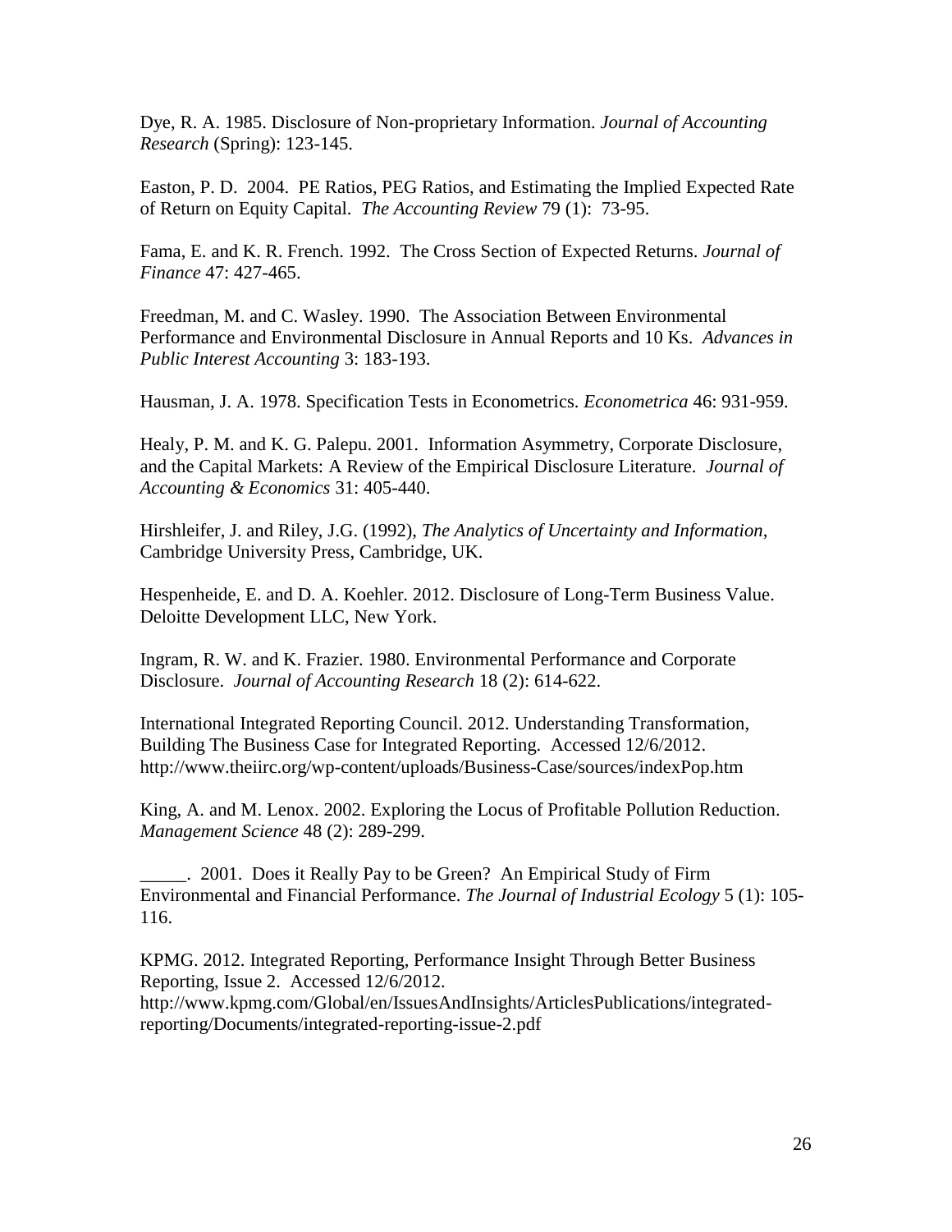Dye, R. A. 1985. Disclosure of Non-proprietary Information. *Journal of Accounting Research* (Spring): 123-145.

Easton, P. D. 2004. PE Ratios, PEG Ratios, and Estimating the Implied Expected Rate of Return on Equity Capital. *The Accounting Review* 79 (1): 73-95.

Fama, E. and K. R. French. 1992. The Cross Section of Expected Returns. *Journal of Finance* 47: 427-465.

Freedman, M. and C. Wasley. 1990. The Association Between Environmental Performance and Environmental Disclosure in Annual Reports and 10 Ks. *Advances in Public Interest Accounting* 3: 183-193.

Hausman, J. A. 1978. Specification Tests in Econometrics. *Econometrica* 46: 931-959.

Healy, P. M. and K. G. Palepu. 2001. Information Asymmetry, Corporate Disclosure, and the Capital Markets: A Review of the Empirical Disclosure Literature. *Journal of Accounting & Economics* 31: 405-440.

Hirshleifer, J. and Riley, J.G. (1992), *The Analytics of Uncertainty and Information*, Cambridge University Press, Cambridge, UK.

Hespenheide, E. and D. A. Koehler. 2012. Disclosure of Long-Term Business Value. Deloitte Development LLC, New York.

Ingram, R. W. and K. Frazier. 1980. Environmental Performance and Corporate Disclosure. *Journal of Accounting Research* 18 (2): 614-622.

International Integrated Reporting Council. 2012. Understanding Transformation, Building The Business Case for Integrated Reporting. Accessed 12/6/2012. http://www.theiirc.org/wp-content/uploads/Business-Case/sources/indexPop.htm

King, A. and M. Lenox. 2002. Exploring the Locus of Profitable Pollution Reduction. *Management Science* 48 (2): 289-299.

_____. 2001. Does it Really Pay to be Green? An Empirical Study of Firm Environmental and Financial Performance. *The Journal of Industrial Ecology* 5 (1): 105-116.

KPMG. 2012. Integrated Reporting, Performance Insight Through Better Business Reporting, Issue 2. Accessed 12/6/2012. http://www.kpmg.com/Global/en/IssuesAndInsights/ArticlesPublications/integrated-reporting/Documents/integrated-reporting-issue-2.pdf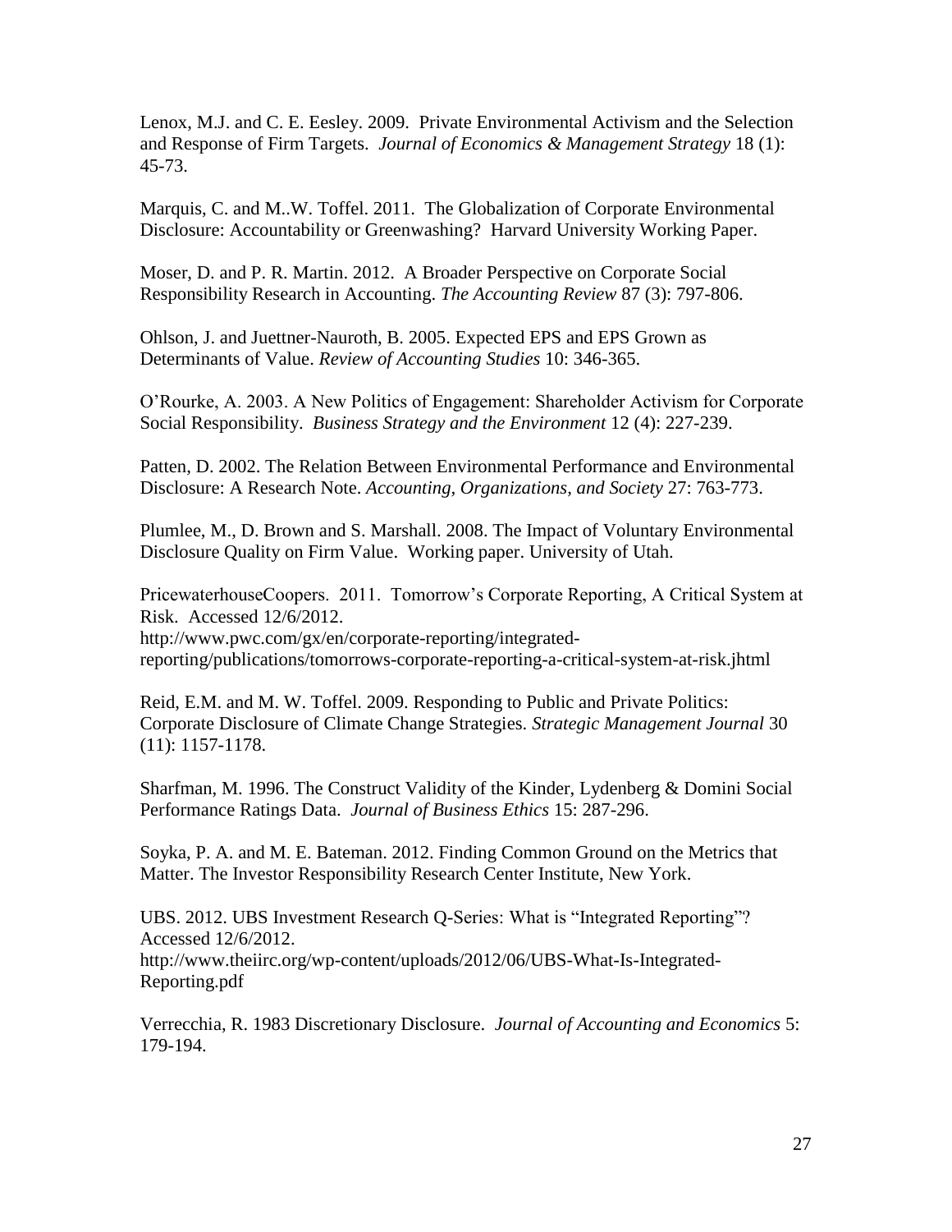Lenox, M.J. and C. E. Eesley. 2009. Private Environmental Activism and the Selection and Response of Firm Targets. *Journal of Economics & Management Strategy* 18 (1): 45-73.

Marquis, C. and M..W. Toffel. 2011. The Globalization of Corporate Environmental Disclosure: Accountability or Greenwashing? Harvard University Working Paper.

Moser, D. and P. R. Martin. 2012. A Broader Perspective on Corporate Social Responsibility Research in Accounting. *The Accounting Review* 87 (3): 797-806.

Ohlson, J. and Juettner-Nauroth, B. 2005. Expected EPS and EPS Grown as Determinants of Value. *Review of Accounting Studies* 10: 346-365.

O'Rourke, A. 2003. A New Politics of Engagement: Shareholder Activism for Corporate Social Responsibility. *Business Strategy and the Environment* 12 (4): 227-239.

Patten, D. 2002. The Relation Between Environmental Performance and Environmental Disclosure: A Research Note. *Accounting, Organizations, and Society* 27: 763-773.

Plumlee, M., D. Brown and S. Marshall. 2008. The Impact of Voluntary Environmental Disclosure Quality on Firm Value. Working paper. University of Utah.

PricewaterhouseCoopers. 2011. Tomorrow's Corporate Reporting, A Critical System at Risk. Accessed 12/6/2012.
http://www.pwc.com/gx/en/corporate-reporting/integrated-reporting/publications/tomorrows-corporate-reporting-a-critical-system-at-risk.jhtml

Reid, E.M. and M. W. Toffel. 2009. Responding to Public and Private Politics: Corporate Disclosure of Climate Change Strategies. *Strategic Management Journal* 30 (11): 1157-1178.

Sharfman, M. 1996. The Construct Validity of the Kinder, Lydenberg & Domini Social Performance Ratings Data. *Journal of Business Ethics* 15: 287-296.

Soyka, P. A. and M. E. Bateman. 2012. Finding Common Ground on the Metrics that Matter. The Investor Responsibility Research Center Institute, New York.

UBS. 2012. UBS Investment Research Q-Series: What is "Integrated Reporting"? Accessed 12/6/2012.
http://www.theiirc.org/wp-content/uploads/2012/06/UBS-What-Is-Integrated-Reporting.pdf

Verrecchia, R. 1983 Discretionary Disclosure. *Journal of Accounting and Economics* 5: 179-194.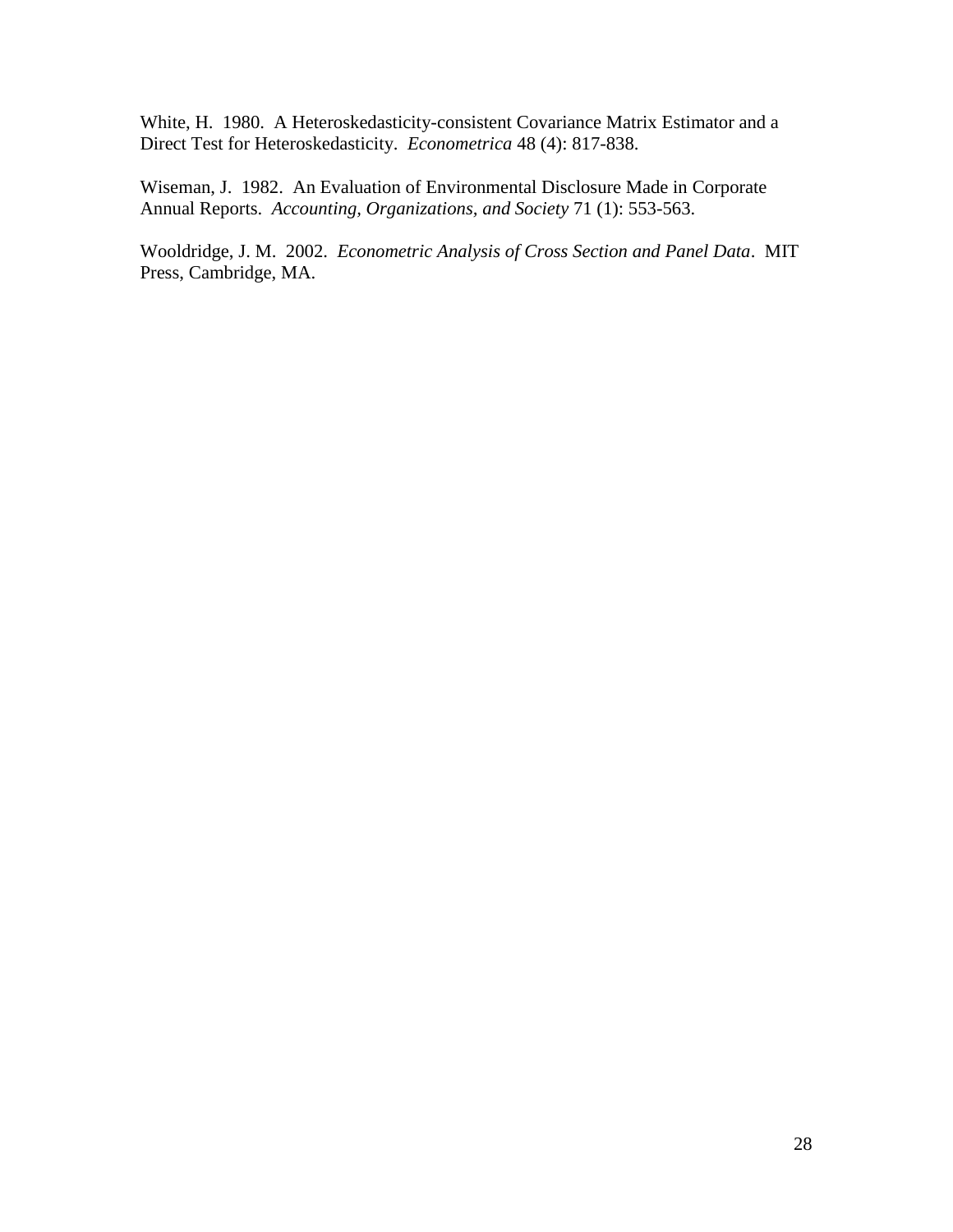White, H. 1980. A Heteroskedasticity-consistent Covariance Matrix Estimator and a Direct Test for Heteroskedasticity. *Econometrica* 48 (4): 817-838.

Wiseman, J. 1982. An Evaluation of Environmental Disclosure Made in Corporate Annual Reports. *Accounting, Organizations, and Society* 71 (1): 553-563.

Wooldridge, J. M. 2002. *Econometric Analysis of Cross Section and Panel Data*. MIT Press, Cambridge, MA.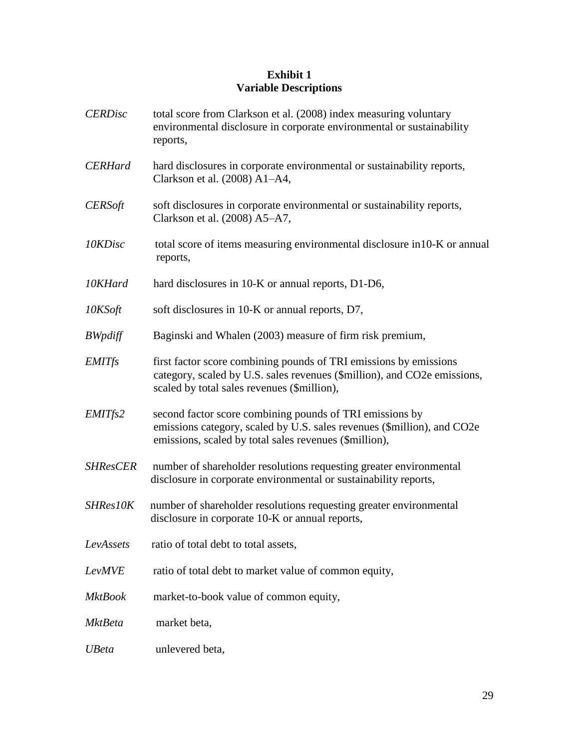**Exhibit 1**
**Variable Descriptions**

*CERDisc* total score from Clarkson et al. (2008) index measuring voluntary environmental disclosure in corporate environmental or sustainability reports,

*CERHard* hard disclosures in corporate environmental or sustainability reports, Clarkson et al. (2008) A1–A4,

*CERSoft* soft disclosures in corporate environmental or sustainability reports, Clarkson et al. (2008) A5–A7,

*10KDisc* total score of items measuring environmental disclosure in10-K or annual reports,

*10KHard* hard disclosures in 10-K or annual reports, D1-D6,

*10KSoft* soft disclosures in 10-K or annual reports, D7,

*BWpdiff* Baginski and Whalen (2003) measure of firm risk premium,

*EMITfs* first factor score combining pounds of TRI emissions by emissions category, scaled by U.S. sales revenues ($million), and CO2e emissions, scaled by total sales revenues ($million),

*EMITfs2* second factor score combining pounds of TRI emissions by emissions category, scaled by U.S. sales revenues ($million), and CO2e emissions, scaled by total sales revenues ($million),

*SHResCER* number of shareholder resolutions requesting greater environmental disclosure in corporate environmental or sustainability reports,

*SHRes10K* number of shareholder resolutions requesting greater environmental disclosure in corporate 10-K or annual reports,

*LevAssets* ratio of total debt to total assets,

*LevMVE* ratio of total debt to market value of common equity,

*MktBook* market-to-book value of common equity,

*MktBeta* market beta,

*UBeta* unlevered beta,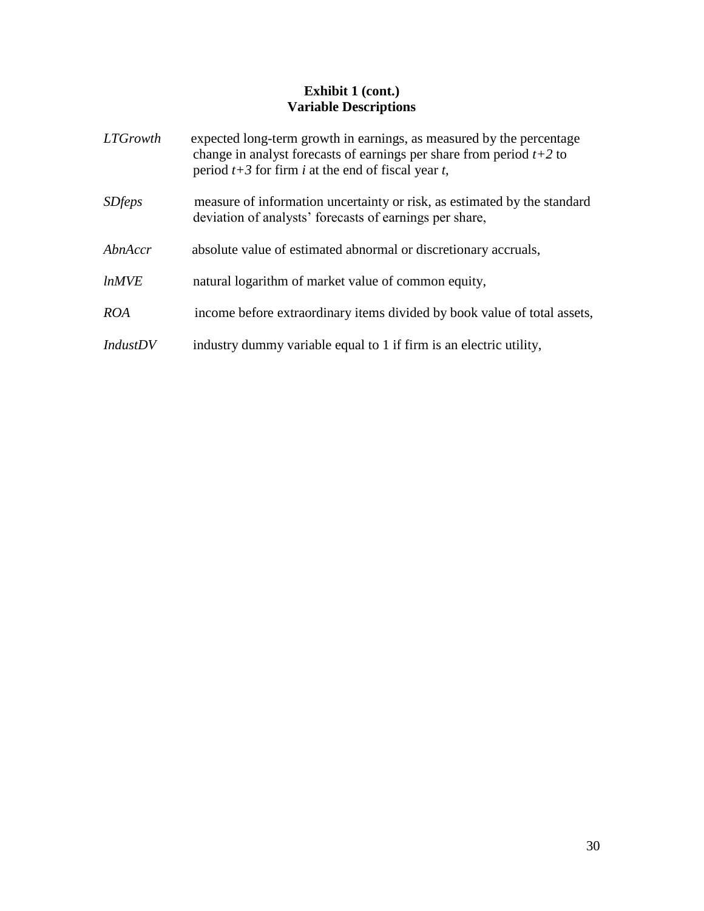**Exhibit 1 (cont.)**
**Variable Descriptions**

*LTGrowth* expected long-term growth in earnings, as measured by the percentage change in analyst forecasts of earnings per share from period $t+2$ to period $t+3$ for firm $i$ at the end of fiscal year $t$,

*SDfeps* measure of information uncertainty or risk, as estimated by the standard deviation of analysts' forecasts of earnings per share,

*AbnAccr* absolute value of estimated abnormal or discretionary accruals,

*lnMVE* natural logarithm of market value of common equity,

*ROA* income before extraordinary items divided by book value of total assets,

*IndustDV* industry dummy variable equal to 1 if firm is an electric utility,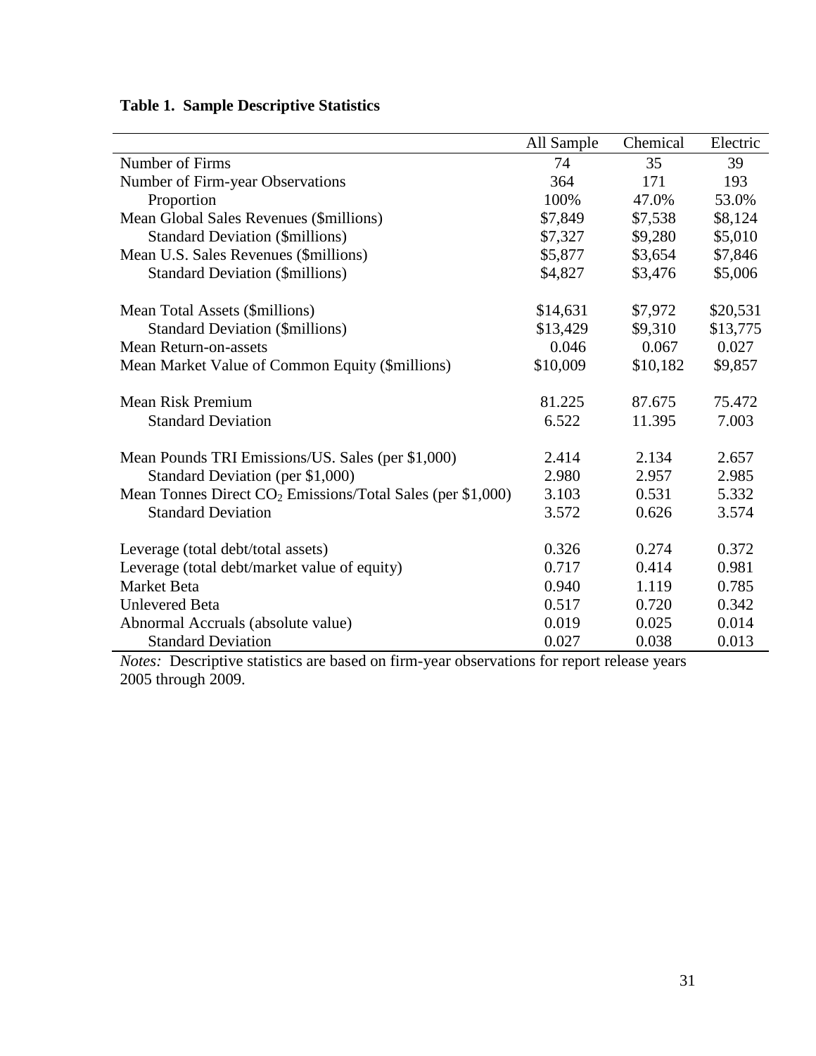**Table 1. Sample Descriptive Statistics**

| | All Sample | Chemical | Electric |
|---|---|---|---|
| Number of Firms | 74 | 35 | 39 |
| Number of Firm-year Observations | 364 | 171 | 193 |
| Proportion | 100% | 47.0% | 53.0% |
| Mean Global Sales Revenues ($millions) | $7,849 | $7,538 | $8,124 |
| Standard Deviation ($millions) | $7,327 | $9,280 | $5,010 |
| Mean U.S. Sales Revenues ($millions) | $5,877 | $3,654 | $7,846 |
| Standard Deviation ($millions) | $4,827 | $3,476 | $5,006 |
| Mean Total Assets ($millions) | $14,631 | $7,972 | $20,531 |
| Standard Deviation ($millions) | $13,429 | $9,310 | $13,775 |
| Mean Return-on-assets | 0.046 | 0.067 | 0.027 |
| Mean Market Value of Common Equity ($millions) | $10,009 | $10,182 | $9,857 |
| Mean Risk Premium | 81.225 | 87.675 | 75.472 |
| Standard Deviation | 6.522 | 11.395 | 7.003 |
| Mean Pounds TRI Emissions/US. Sales (per $1,000) | 2.414 | 2.134 | 2.657 |
| Standard Deviation (per $1,000) | 2.980 | 2.957 | 2.985 |
| Mean Tonnes Direct $CO_2$ Emissions/Total Sales (per $1,000) | 3.103 | 0.531 | 5.332 |
| Standard Deviation | 3.572 | 0.626 | 3.574 |
| Leverage (total debt/total assets) | 0.326 | 0.274 | 0.372 |
| Leverage (total debt/market value of equity) | 0.717 | 0.414 | 0.981 |
| Market Beta | 0.940 | 1.119 | 0.785 |
| Unlevered Beta | 0.517 | 0.720 | 0.342 |
| Abnormal Accruals (absolute value) | 0.019 | 0.025 | 0.014 |
| Standard Deviation | 0.027 | 0.038 | 0.013 |

*Notes:* Descriptive statistics are based on firm-year observations for report release years 2005 through 2009.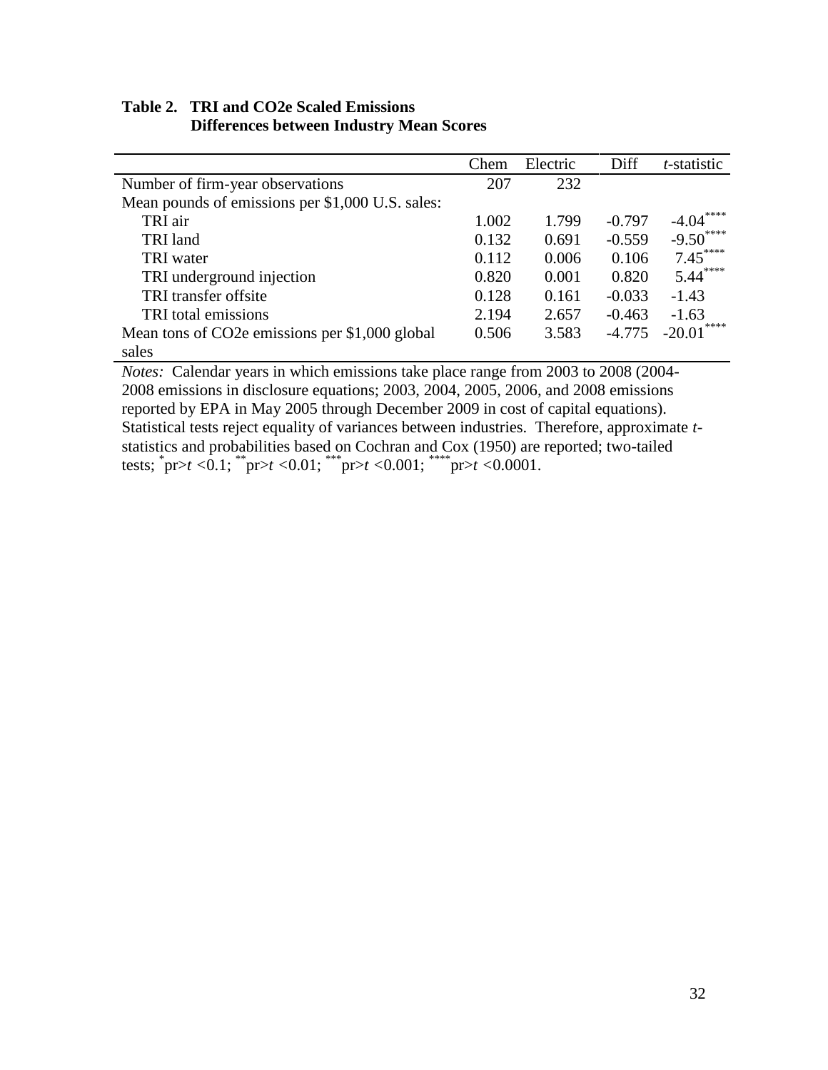**Table 2. TRI and CO2e Scaled Emissions
Differences between Industry Mean Scores**

| | Chem | Electric | Diff | *t*-statistic |
|---|---|---|---|---|
| Number of firm-year observations | 207 | 232 | | |
| Mean pounds of emissions per $1,000 U.S. sales: | | | | |
| TRI air | 1.002 | 1.799 | -0.797 | -4.04**** |
| TRI land | 0.132 | 0.691 | -0.559 | -9.50**** |
| TRI water | 0.112 | 0.006 | 0.106 | 7.45**** |
| TRI underground injection | 0.820 | 0.001 | 0.820 | 5.44**** |
| TRI transfer offsite | 0.128 | 0.161 | -0.033 | -1.43 |
| TRI total emissions | 2.194 | 2.657 | -0.463 | -1.63 |
| Mean tons of CO2e emissions per $1,000 global sales | 0.506 | 3.583 | -4.775 | -20.01**** |

*Notes:* Calendar years in which emissions take place range from 2003 to 2008 (2004-2008 emissions in disclosure equations; 2003, 2004, 2005, 2006, and 2008 emissions reported by EPA in May 2005 through December 2009 in cost of capital equations). Statistical tests reject equality of variances between industries. Therefore, approximate *t*-statistics and probabilities based on Cochran and Cox (1950) are reported; two-tailed tests; *pr>*t* <0.1; **pr>*t* <0.01; ***pr>*t* <0.001; ****pr>*t* <0.0001.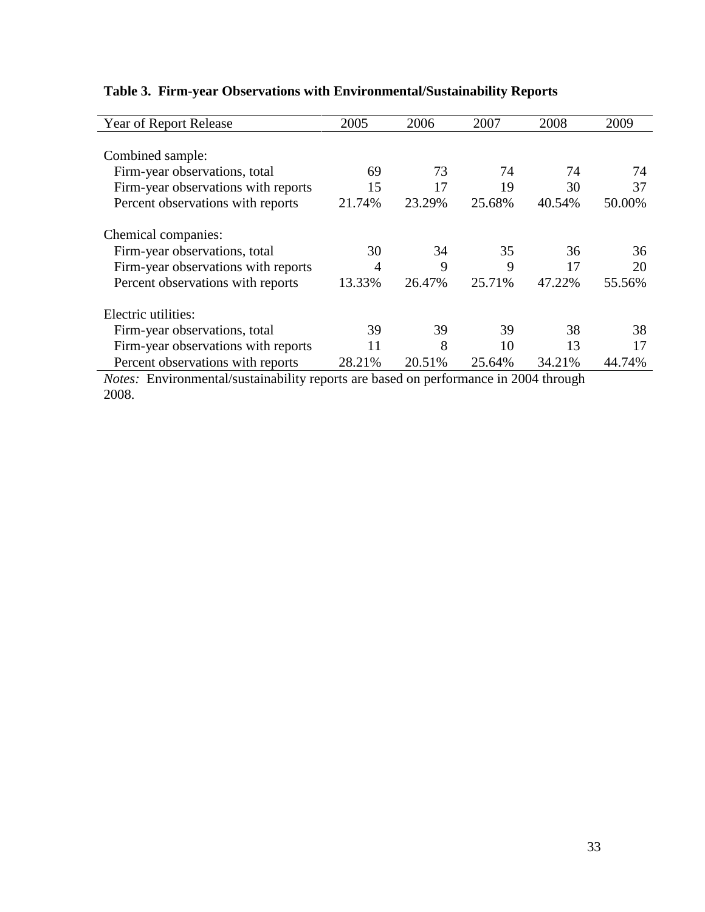**Table 3. Firm-year Observations with Environmental/Sustainability Reports**

| Year of Report Release | 2005 | 2006 | 2007 | 2008 | 2009 |
|---|---|---|---|---|---|
| Combined sample: | | | | | |
| Firm-year observations, total | 69 | 73 | 74 | 74 | 74 |
| Firm-year observations with reports | 15 | 17 | 19 | 30 | 37 |
| Percent observations with reports | 21.74% | 23.29% | 25.68% | 40.54% | 50.00% |
| Chemical companies: | | | | | |
| Firm-year observations, total | 30 | 34 | 35 | 36 | 36 |
| Firm-year observations with reports | 4 | 9 | 9 | 17 | 20 |
| Percent observations with reports | 13.33% | 26.47% | 25.71% | 47.22% | 55.56% |
| Electric utilities: | | | | | |
| Firm-year observations, total | 39 | 39 | 39 | 38 | 38 |
| Firm-year observations with reports | 11 | 8 | 10 | 13 | 17 |
| Percent observations with reports | 28.21% | 20.51% | 25.64% | 34.21% | 44.74% |

*Notes:* Environmental/sustainability reports are based on performance in 2004 through 2008.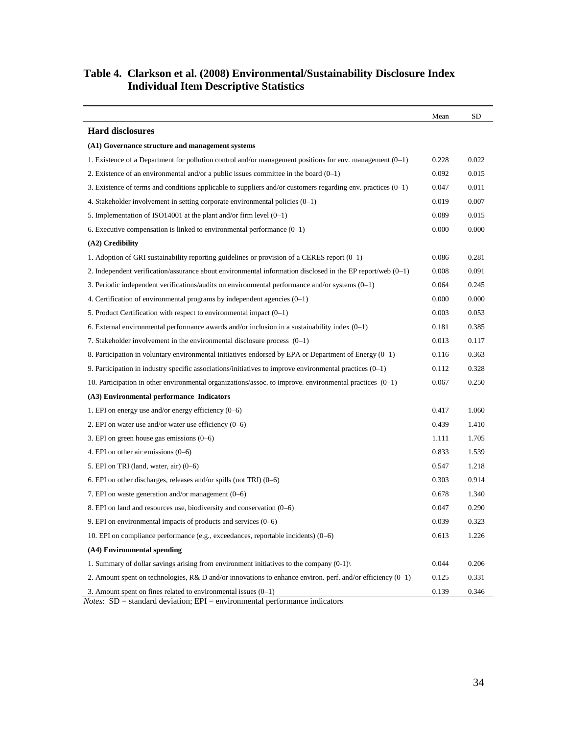**Table 4. Clarkson et al. (2008) Environmental/Sustainability Disclosure Index Individual Item Descriptive Statistics**

| | Mean | SD |
|---|---|---|
| **Hard disclosures** | | |
| **(A1) Governance structure and management systems** | | |
| 1. Existence of a Department for pollution control and/or management positions for env. management (0–1) | 0.228 | 0.022 |
| 2. Existence of an environmental and/or a public issues committee in the board (0–1) | 0.092 | 0.015 |
| 3. Existence of terms and conditions applicable to suppliers and/or customers regarding env. practices (0–1) | 0.047 | 0.011 |
| 4. Stakeholder involvement in setting corporate environmental policies (0–1) | 0.019 | 0.007 |
| 5. Implementation of ISO14001 at the plant and/or firm level (0–1) | 0.089 | 0.015 |
| 6. Executive compensation is linked to environmental performance (0–1) | 0.000 | 0.000 |
| **(A2) Credibility** | | |
| 1. Adoption of GRI sustainability reporting guidelines or provision of a CERES report (0–1) | 0.086 | 0.281 |
| 2. Independent verification/assurance about environmental information disclosed in the EP report/web (0–1) | 0.008 | 0.091 |
| 3. Periodic independent verifications/audits on environmental performance and/or systems (0–1) | 0.064 | 0.245 |
| 4. Certification of environmental programs by independent agencies (0–1) | 0.000 | 0.000 |
| 5. Product Certification with respect to environmental impact (0–1) | 0.003 | 0.053 |
| 6. External environmental performance awards and/or inclusion in a sustainability index (0–1) | 0.181 | 0.385 |
| 7. Stakeholder involvement in the environmental disclosure process (0–1) | 0.013 | 0.117 |
| 8. Participation in voluntary environmental initiatives endorsed by EPA or Department of Energy (0–1) | 0.116 | 0.363 |
| 9. Participation in industry specific associations/initiatives to improve environmental practices (0–1) | 0.112 | 0.328 |
| 10. Participation in other environmental organizations/assoc. to improve. environmental practices (0–1) | 0.067 | 0.250 |
| **(A3) Environmental performance Indicators** | | |
| 1. EPI on energy use and/or energy efficiency (0–6) | 0.417 | 1.060 |
| 2. EPI on water use and/or water use efficiency (0–6) | 0.439 | 1.410 |
| 3. EPI on green house gas emissions (0–6) | 1.111 | 1.705 |
| 4. EPI on other air emissions (0–6) | 0.833 | 1.539 |
| 5. EPI on TRI (land, water, air) (0–6) | 0.547 | 1.218 |
| 6. EPI on other discharges, releases and/or spills (not TRI) (0–6) | 0.303 | 0.914 |
| 7. EPI on waste generation and/or management (0–6) | 0.678 | 1.340 |
| 8. EPI on land and resources use, biodiversity and conservation (0–6) | 0.047 | 0.290 |
| 9. EPI on environmental impacts of products and services (0–6) | 0.039 | 0.323 |
| 10. EPI on compliance performance (e.g., exceedances, reportable incidents) (0–6) | 0.613 | 1.226 |
| **(A4) Environmental spending** | | |
| 1. Summary of dollar savings arising from environment initiatives to the company (0-1)\ | 0.044 | 0.206 |
| 2. Amount spent on technologies, R& D and/or innovations to enhance environ. perf. and/or efficiency (0–1) | 0.125 | 0.331 |
| 3. Amount spent on fines related to environmental issues (0–1) | 0.139 | 0.346 |

*Notes*: SD = standard deviation; EPI = environmental performance indicators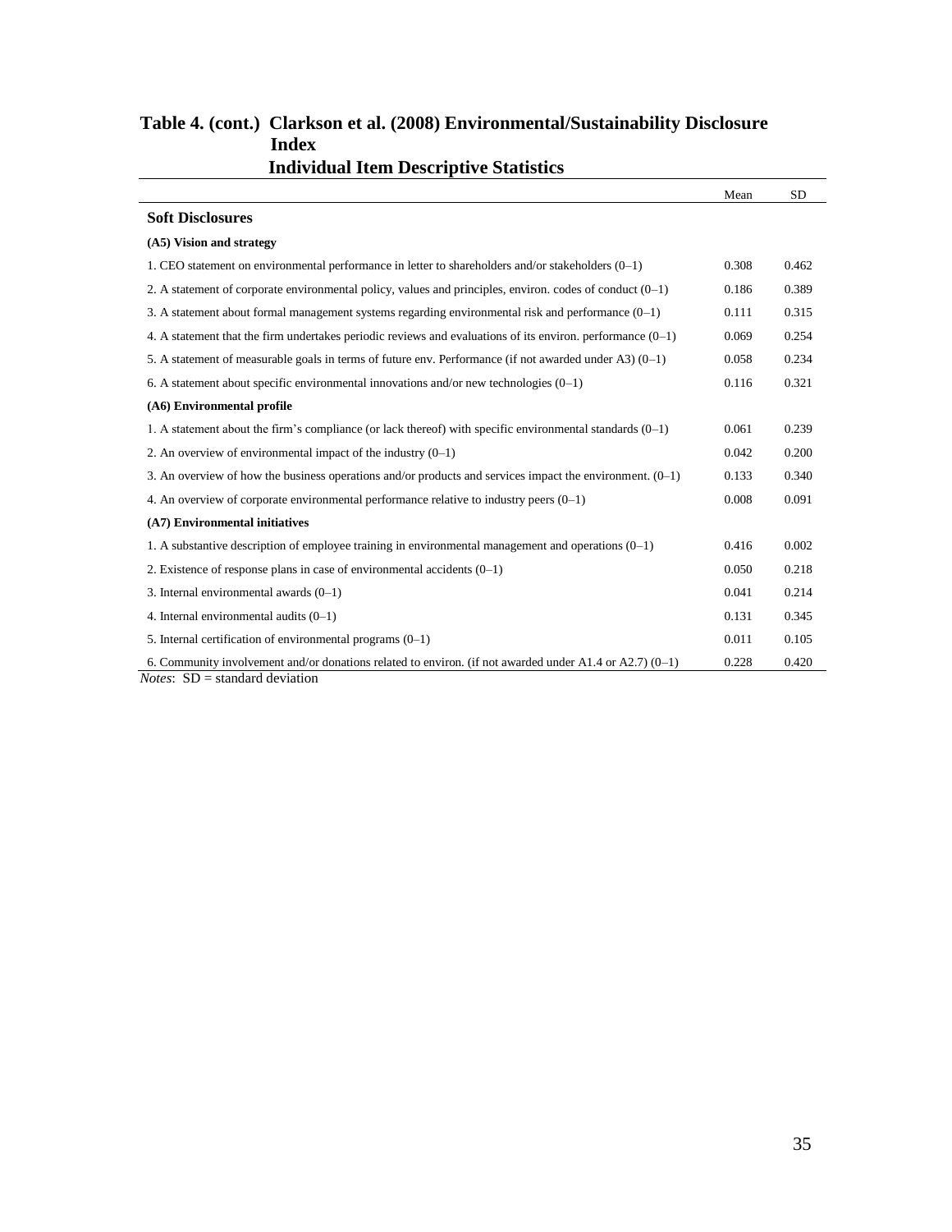**Table 4. (cont.) Clarkson et al. (2008) Environmental/Sustainability Disclosure Index**
**Individual Item Descriptive Statistics**

| | Mean | SD |
|---|---|---|
| **Soft Disclosures** | | |
| **(A5) Vision and strategy** | | |
| 1. CEO statement on environmental performance in letter to shareholders and/or stakeholders (0–1) | 0.308 | 0.462 |
| 2. A statement of corporate environmental policy, values and principles, environ. codes of conduct (0–1) | 0.186 | 0.389 |
| 3. A statement about formal management systems regarding environmental risk and performance (0–1) | 0.111 | 0.315 |
| 4. A statement that the firm undertakes periodic reviews and evaluations of its environ. performance (0–1) | 0.069 | 0.254 |
| 5. A statement of measurable goals in terms of future env. Performance (if not awarded under A3) (0–1) | 0.058 | 0.234 |
| 6. A statement about specific environmental innovations and/or new technologies (0–1) | 0.116 | 0.321 |
| **(A6) Environmental profile** | | |
| 1. A statement about the firm's compliance (or lack thereof) with specific environmental standards (0–1) | 0.061 | 0.239 |
| 2. An overview of environmental impact of the industry (0–1) | 0.042 | 0.200 |
| 3. An overview of how the business operations and/or products and services impact the environment. (0–1) | 0.133 | 0.340 |
| 4. An overview of corporate environmental performance relative to industry peers (0–1) | 0.008 | 0.091 |
| **(A7) Environmental initiatives** | | |
| 1. A substantive description of employee training in environmental management and operations (0–1) | 0.416 | 0.002 |
| 2. Existence of response plans in case of environmental accidents (0–1) | 0.050 | 0.218 |
| 3. Internal environmental awards (0–1) | 0.041 | 0.214 |
| 4. Internal environmental audits (0–1) | 0.131 | 0.345 |
| 5. Internal certification of environmental programs (0–1) | 0.011 | 0.105 |
| 6. Community involvement and/or donations related to environ. (if not awarded under A1.4 or A2.7) (0–1) | 0.228 | 0.420 |

*Notes*: SD = standard deviation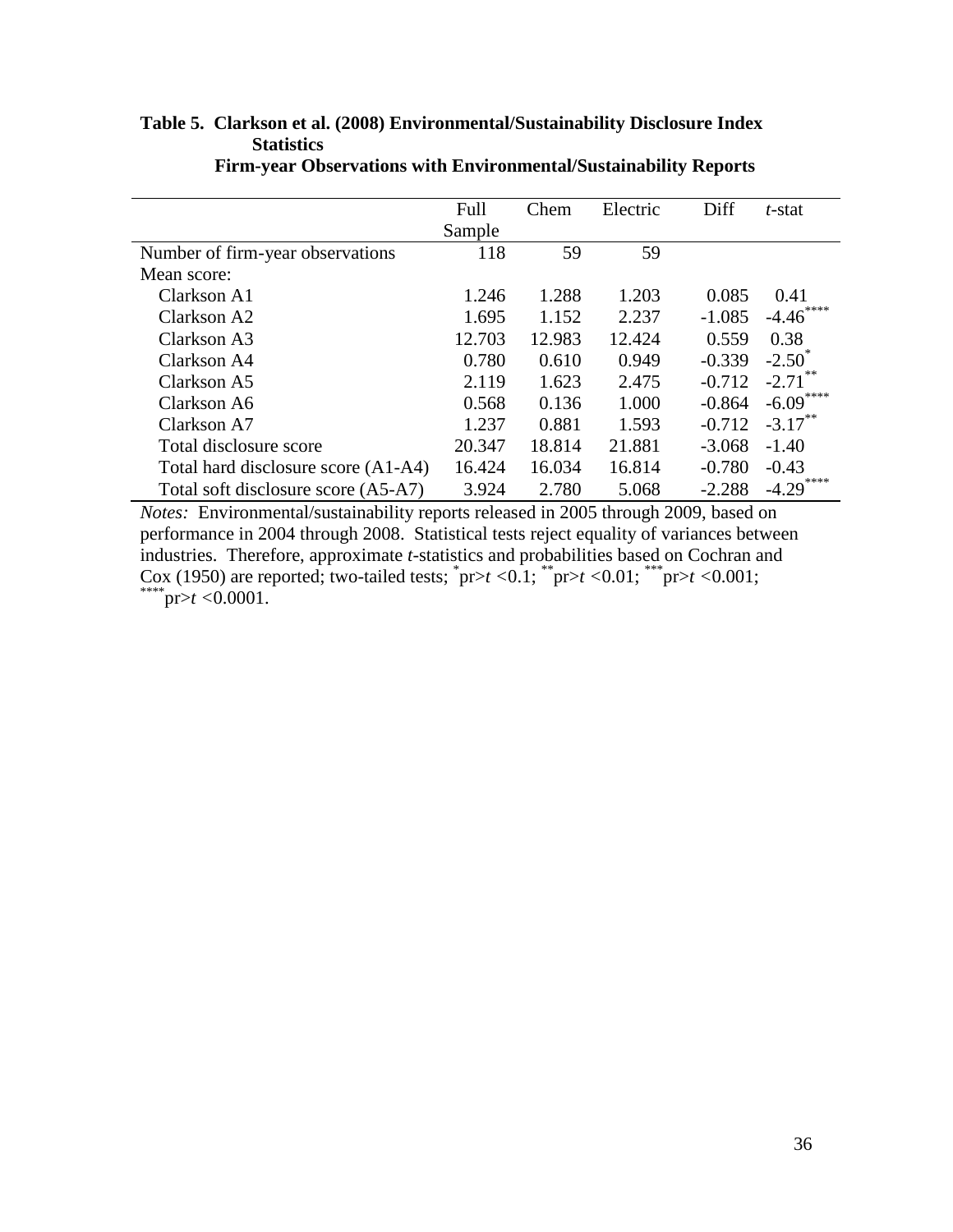**Table 5. Clarkson et al. (2008) Environmental/Sustainability Disclosure Index Statistics**
**Firm-year Observations with Environmental/Sustainability Reports**

| | Full Sample | Chem | Electric | Diff | *t*-stat |
|---|---|---|---|---|---|
| Number of firm-year observations | 118 | 59 | 59 | | |
| Mean score: | | | | | |
| Clarkson A1 | 1.246 | 1.288 | 1.203 | 0.085 | 0.41 |
| Clarkson A2 | 1.695 | 1.152 | 2.237 | -1.085 | -4.46**** |
| Clarkson A3 | 12.703 | 12.983 | 12.424 | 0.559 | 0.38 |
| Clarkson A4 | 0.780 | 0.610 | 0.949 | -0.339 | -2.50* |
| Clarkson A5 | 2.119 | 1.623 | 2.475 | -0.712 | -2.71** |
| Clarkson A6 | 0.568 | 0.136 | 1.000 | -0.864 | -6.09**** |
| Clarkson A7 | 1.237 | 0.881 | 1.593 | -0.712 | -3.17** |
| Total disclosure score | 20.347 | 18.814 | 21.881 | -3.068 | -1.40 |
| Total hard disclosure score (A1-A4) | 16.424 | 16.034 | 16.814 | -0.780 | -0.43 |
| Total soft disclosure score (A5-A7) | 3.924 | 2.780 | 5.068 | -2.288 | -4.29**** |

*Notes:* Environmental/sustainability reports released in 2005 through 2009, based on performance in 2004 through 2008. Statistical tests reject equality of variances between industries. Therefore, approximate *t*-statistics and probabilities based on Cochran and Cox (1950) are reported; two-tailed tests; *pr>*t* <0.1; **pr>*t* <0.01; ***pr>*t* <0.001; ****pr>*t* <0.0001.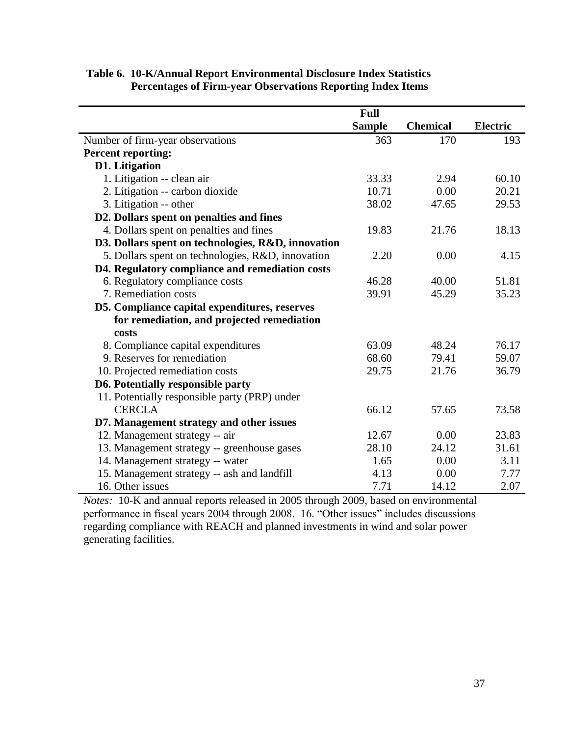**Table 6. 10-K/Annual Report Environmental Disclosure Index Statistics Percentages of Firm-year Observations Reporting Index Items**

| | Full Sample | Chemical | Electric |
|---|---|---|---|
| Number of firm-year observations | 363 | 170 | 193 |
| **Percent reporting:** | | | |
| **D1. Litigation** | | | |
| 1. Litigation -- clean air | 33.33 | 2.94 | 60.10 |
| 2. Litigation -- carbon dioxide | 10.71 | 0.00 | 20.21 |
| 3. Litigation -- other | 38.02 | 47.65 | 29.53 |
| **D2. Dollars spent on penalties and fines** | | | |
| 4. Dollars spent on penalties and fines | 19.83 | 21.76 | 18.13 |
| **D3. Dollars spent on technologies, R&D, innovation** | | | |
| 5. Dollars spent on technologies, R&D, innovation | 2.20 | 0.00 | 4.15 |
| **D4. Regulatory compliance and remediation costs** | | | |
| 6. Regulatory compliance costs | 46.28 | 40.00 | 51.81 |
| 7. Remediation costs | 39.91 | 45.29 | 35.23 |
| **D5. Compliance capital expenditures, reserves for remediation, and projected remediation costs** | | | |
| 8. Compliance capital expenditures | 63.09 | 48.24 | 76.17 |
| 9. Reserves for remediation | 68.60 | 79.41 | 59.07 |
| 10. Projected remediation costs | 29.75 | 21.76 | 36.79 |
| **D6. Potentially responsible party** | | | |
| 11. Potentially responsible party (PRP) under CERCLA | 66.12 | 57.65 | 73.58 |
| **D7. Management strategy and other issues** | | | |
| 12. Management strategy -- air | 12.67 | 0.00 | 23.83 |
| 13. Management strategy -- greenhouse gases | 28.10 | 24.12 | 31.61 |
| 14. Management strategy -- water | 1.65 | 0.00 | 3.11 |
| 15. Management strategy -- ash and landfill | 4.13 | 0.00 | 7.77 |
| 16. Other issues | 7.71 | 14.12 | 2.07 |

*Notes:* 10-K and annual reports released in 2005 through 2009, based on environmental performance in fiscal years 2004 through 2008. 16. "Other issues" includes discussions regarding compliance with REACH and planned investments in wind and solar power generating facilities.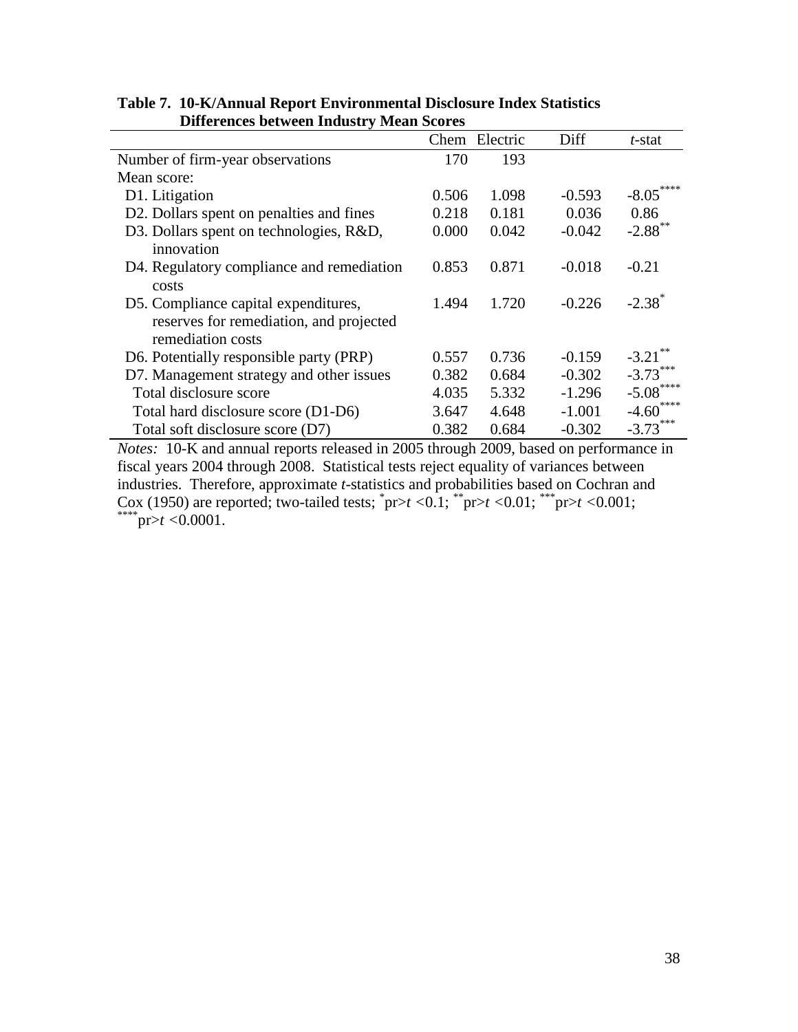**Table 7. 10-K/Annual Report Environmental Disclosure Index Statistics Differences between Industry Mean Scores**

| | Chem | Electric | Diff | *t*-stat |
|---|---|---|---|---|
| Number of firm-year observations | 170 | 193 | | |
| Mean score: | | | | |
| D1. Litigation | 0.506 | 1.098 | -0.593 | -8.05**** |
| D2. Dollars spent on penalties and fines | 0.218 | 0.181 | 0.036 | 0.86 |
| D3. Dollars spent on technologies, R&D, innovation | 0.000 | 0.042 | -0.042 | -2.88** |
| D4. Regulatory compliance and remediation costs | 0.853 | 0.871 | -0.018 | -0.21 |
| D5. Compliance capital expenditures, reserves for remediation, and projected remediation costs | 1.494 | 1.720 | -0.226 | -2.38* |
| D6. Potentially responsible party (PRP) | 0.557 | 0.736 | -0.159 | -3.21** |
| D7. Management strategy and other issues | 0.382 | 0.684 | -0.302 | -3.73*** |
| Total disclosure score | 4.035 | 5.332 | -1.296 | -5.08**** |
| Total hard disclosure score (D1-D6) | 3.647 | 4.648 | -1.001 | -4.60**** |
| Total soft disclosure score (D7) | 0.382 | 0.684 | -0.302 | -3.73*** |

*Notes:* 10-K and annual reports released in 2005 through 2009, based on performance in fiscal years 2004 through 2008. Statistical tests reject equality of variances between industries. Therefore, approximate *t*-statistics and probabilities based on Cochran and Cox (1950) are reported; two-tailed tests; *pr>$t$ <0.1; **pr>$t$ <0.01; ***pr>$t$ <0.001; ****pr>$t$ <0.0001.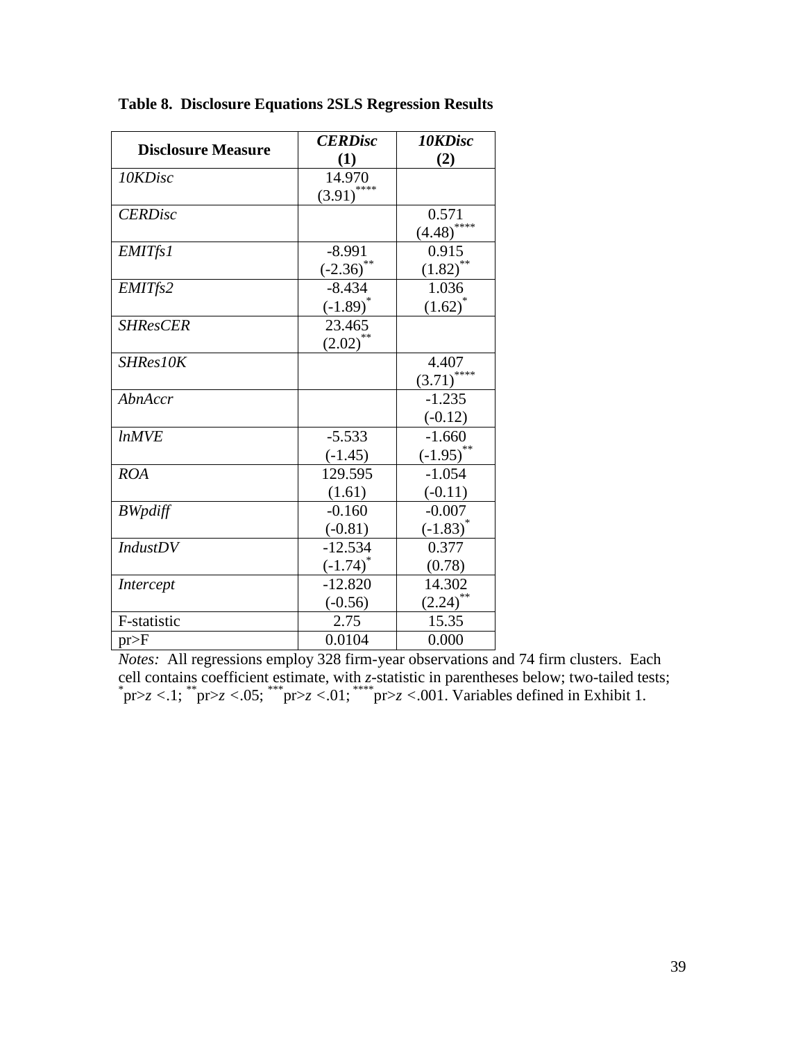**Table 8. Disclosure Equations 2SLS Regression Results**

| Disclosure Measure | *CERDisc* (1) | *10KDisc* (2) |
|---|---|---|
| *10KDisc* | 14.970 (3.91)**** | |
| *CERDisc* | | 0.571 (4.48)**** |
| *EMITfs1* | -8.991 (-2.36)** | 0.915 (1.82)** |
| *EMITfs2* | -8.434 (-1.89)* | 1.036 (1.62)* |
| *SHResCER* | 23.465 (2.02)** | |
| *SHRes10K* | | 4.407 (3.71)**** |
| *AbnAccr* | | -1.235 (-0.12) |
| *lnMVE* | -5.533 (-1.45) | -1.660 (-1.95)** |
| *ROA* | 129.595 (1.61) | -1.054 (-0.11) |
| *BWpdiff* | -0.160 (-0.81) | -0.007 (-1.83)* |
| *IndustDV* | -12.534 (-1.74)* | 0.377 (0.78) |
| *Intercept* | -12.820 (-0.56) | 14.302 (2.24)** |
| F-statistic | 2.75 | 15.35 |
| pr>F | 0.0104 | 0.000 |

*Notes:* All regressions employ 328 firm-year observations and 74 firm clusters. Each cell contains coefficient estimate, with *z*-statistic in parentheses below; two-tailed tests; *pr>*z* <.1; **pr>*z* <.05; ***pr>*z* <.01; ****pr>*z* <.001. Variables defined in Exhibit 1.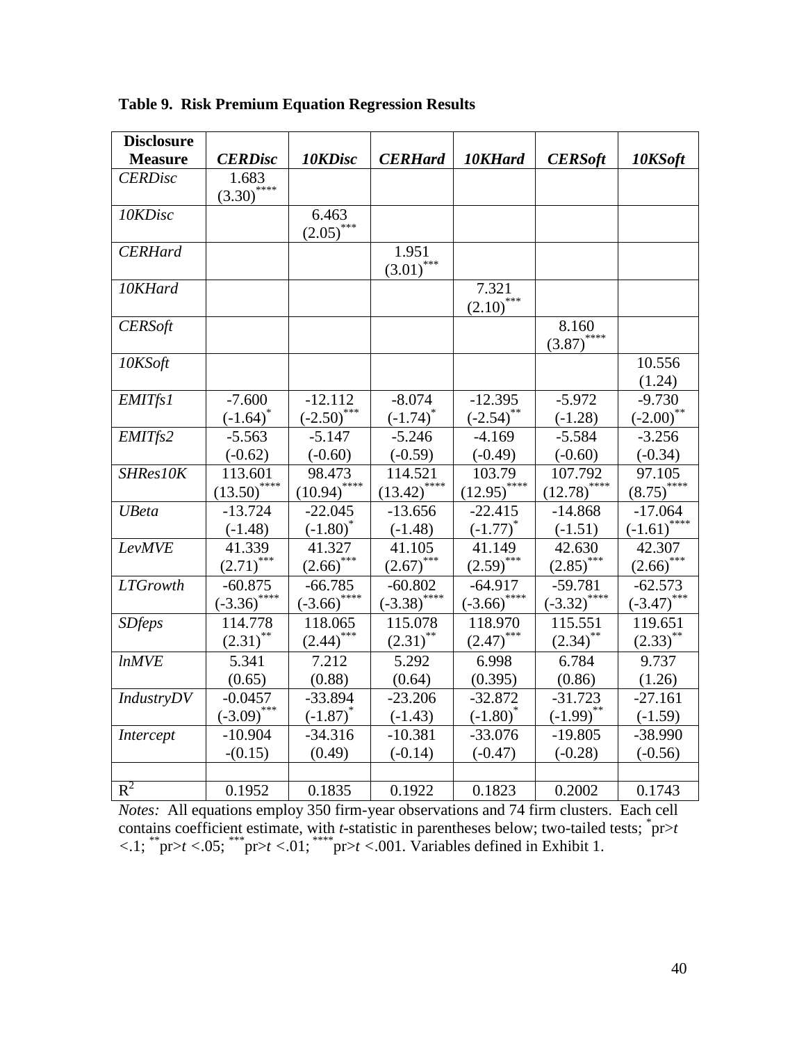**Table 9. Risk Premium Equation Regression Results**

| Disclosure Measure | *CERDisc* | *10KDisc* | *CERHard* | *10KHard* | *CERSoft* | *10KSoft* |
|---|---|---|---|---|---|---|
| *CERDisc* | 1.683 (3.30)**** | | | | | |
| *10KDisc* | | 6.463 (2.05)*** | | | | |
| *CERHard* | | | 1.951 (3.01)*** | | | |
| *10KHard* | | | | 7.321 (2.10)*** | | |
| *CERSoft* | | | | | 8.160 (3.87)**** | |
| *10KSoft* | | | | | | 10.556 (1.24) |
| *EMITfs1* | -7.600 (-1.64)* | -12.112 (-2.50)*** | -8.074 (-1.74)* | -12.395 (-2.54)** | -5.972 (-1.28) | -9.730 (-2.00)** |
| *EMITfs2* | -5.563 (-0.62) | -5.147 (-0.60) | -5.246 (-0.59) | -4.169 (-0.49) | -5.584 (-0.60) | -3.256 (-0.34) |
| *SHRes10K* | 113.601 (13.50)**** | 98.473 (10.94)**** | 114.521 (13.42)**** | 103.79 (12.95)**** | 107.792 (12.78)**** | 97.105 (8.75)**** |
| *UBeta* | -13.724 (-1.48) | -22.045 (-1.80)* | -13.656 (-1.48) | -22.415 (-1.77)* | -14.868 (-1.51) | -17.064 (-1.61)**** |
| *LevMVE* | 41.339 (2.71)*** | 41.327 (2.66)*** | 41.105 (2.67)*** | 41.149 (2.59)*** | 42.630 (2.85)*** | 42.307 (2.66)*** |
| *LTGrowth* | -60.875 (-3.36)**** | -66.785 (-3.66)**** | -60.802 (-3.38)**** | -64.917 (-3.66)**** | -59.781 (-3.32)**** | -62.573 (-3.47)*** |
| *SDfeps* | 114.778 (2.31)** | 118.065 (2.44)*** | 115.078 (2.31)** | 118.970 (2.47)*** | 115.551 (2.34)** | 119.651 (2.33)** |
| *lnMVE* | 5.341 (0.65) | 7.212 (0.88) | 5.292 (0.64) | 6.998 (0.395) | 6.784 (0.86) | 9.737 (1.26) |
| *IndustryDV* | -0.0457 (-3.09)*** | -33.894 (-1.87)* | -23.206 (-1.43) | -32.872 (-1.80)* | -31.723 (-1.99)** | -27.161 (-1.59) |
| *Intercept* | -10.904 -(0.15) | -34.316 (0.49) | -10.381 (-0.14) | -33.076 (-0.47) | -19.805 (-0.28) | -38.990 (-0.56) |
| | | | | | | |
| $R^2$ | 0.1952 | 0.1835 | 0.1922 | 0.1823 | 0.2002 | 0.1743 |

*Notes:* All equations employ 350 firm-year observations and 74 firm clusters. Each cell contains coefficient estimate, with *t*-statistic in parentheses below; two-tailed tests; *pr>*t* <.1; **pr>*t* <.05; ***pr>*t* <.01; ****pr>*t* <.001. Variables defined in Exhibit 1.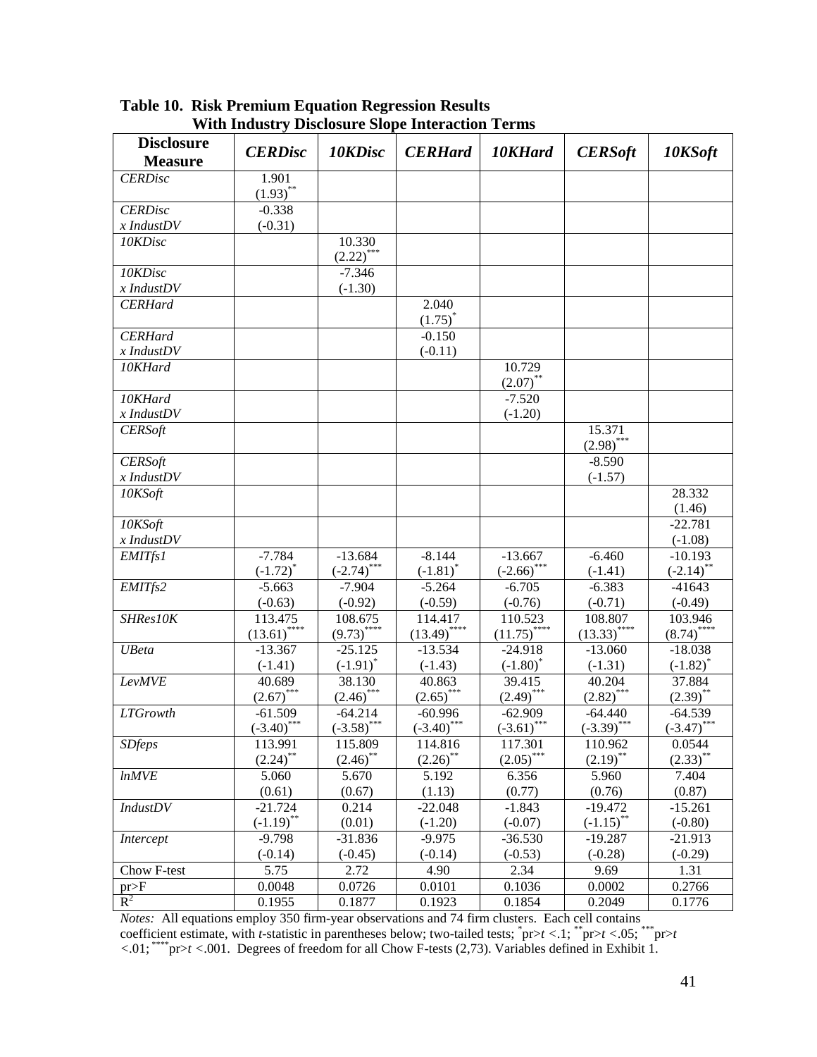**Table 10. Risk Premium Equation Regression Results**
**With Industry Disclosure Slope Interaction Terms**

| Disclosure Measure | *CERDisc* | *10KDisc* | *CERHard* | *10KHard* | *CERSoft* | *10KSoft* |
|---|---|---|---|---|---|---|
| *CERDisc* | 1.901<br>$(1.93)^{**}$ | | | | | |
| *CERDisc x IndustDV* | -0.338<br>(-0.31) | | | | | |
| *10KDisc* | | 10.330<br>$(2.22)^{***}$ | | | | |
| *10KDisc x IndustDV* | | -7.346<br>(-1.30) | | | | |
| *CERHard* | | | 2.040<br>$(1.75)^{*}$ | | | |
| *CERHard x IndustDV* | | | -0.150<br>(-0.11) | | | |
| *10KHard* | | | | 10.729<br>$(2.07)^{**}$ | | |
| *10KHard x IndustDV* | | | | -7.520<br>(-1.20) | | |
| *CERSoft* | | | | | 15.371<br>$(2.98)^{***}$ | |
| *CERSoft x IndustDV* | | | | | -8.590<br>(-1.57) | |
| *10KSoft* | | | | | | 28.332<br>(1.46) |
| *10KSoft x IndustDV* | | | | | | -22.781<br>(-1.08) |
| *EMITfs1* | -7.784<br>$(-1.72)^{*}$ | -13.684<br>$(-2.74)^{***}$ | -8.144<br>$(-1.81)^{*}$ | -13.667<br>$(-2.66)^{***}$ | -6.460<br>(-1.41) | -10.193<br>$(-2.14)^{**}$ |
| *EMITfs2* | -5.663<br>(-0.63) | -7.904<br>(-0.92) | -5.264<br>(-0.59) | -6.705<br>(-0.76) | -6.383<br>(-0.71) | -41643<br>(-0.49) |
| *SHRes10K* | 113.475<br>$(13.61)^{****}$ | 108.675<br>$(9.73)^{****}$ | 114.417<br>$(13.49)^{****}$ | 110.523<br>$(11.75)^{****}$ | 108.807<br>$(13.33)^{****}$ | 103.946<br>$(8.74)^{****}$ |
| *UBeta* | -13.367<br>(-1.41) | -25.125<br>$(-1.91)^{*}$ | -13.534<br>(-1.43) | -24.918<br>$(-1.80)^{*}$ | -13.060<br>(-1.31) | -18.038<br>$(-1.82)^{*}$ |
| *LevMVE* | 40.689<br>$(2.67)^{***}$ | 38.130<br>$(2.46)^{***}$ | 40.863<br>$(2.65)^{***}$ | 39.415<br>$(2.49)^{***}$ | 40.204<br>$(2.82)^{***}$ | 37.884<br>$(2.39)^{**}$ |
| *LTGrowth* | -61.509<br>$(-3.40)^{***}$ | -64.214<br>$(-3.58)^{***}$ | -60.996<br>$(-3.40)^{***}$ | -62.909<br>$(-3.61)^{***}$ | -64.440<br>$(-3.39)^{***}$ | -64.539<br>$(-3.47)^{***}$ |
| *SDfeps* | 113.991<br>$(2.24)^{**}$ | 115.809<br>$(2.46)^{**}$ | 114.816<br>$(2.26)^{**}$ | 117.301<br>$(2.05)^{***}$ | 110.962<br>$(2.19)^{**}$ | 0.0544<br>$(2.33)^{**}$ |
| *lnMVE* | 5.060<br>(0.61) | 5.670<br>(0.67) | 5.192<br>(1.13) | 6.356<br>(0.77) | 5.960<br>(0.76) | 7.404<br>(0.87) |
| *IndustDV* | -21.724<br>$(-1.19)^{**}$ | 0.214<br>(0.01) | -22.048<br>(-1.20) | -1.843<br>(-0.07) | -19.472<br>$(-1.15)^{**}$ | -15.261<br>(-0.80) |
| *Intercept* | -9.798<br>(-0.14) | -31.836<br>(-0.45) | -9.975<br>(-0.14) | -36.530<br>(-0.53) | -19.287<br>(-0.28) | -21.913<br>(-0.29) |
| Chow F-test | 5.75 | 2.72 | 4.90 | 2.34 | 9.69 | 1.31 |
| pr>F | 0.0048 | 0.0726 | 0.0101 | 0.1036 | 0.0002 | 0.2766 |
| $R^2$ | 0.1955 | 0.1877 | 0.1923 | 0.1854 | 0.2049 | 0.1776 |

*Notes:* All equations employ 350 firm-year observations and 74 firm clusters. Each cell contains coefficient estimate, with *t*-statistic in parentheses below; two-tailed tests; $^{*}$pr>*t* <.1; $^{**}$pr>*t* <.05; $^{***}$pr>*t* <.01; $^{****}$pr>*t* <.001. Degrees of freedom for all Chow F-tests (2,73). Variables defined in Exhibit 1.